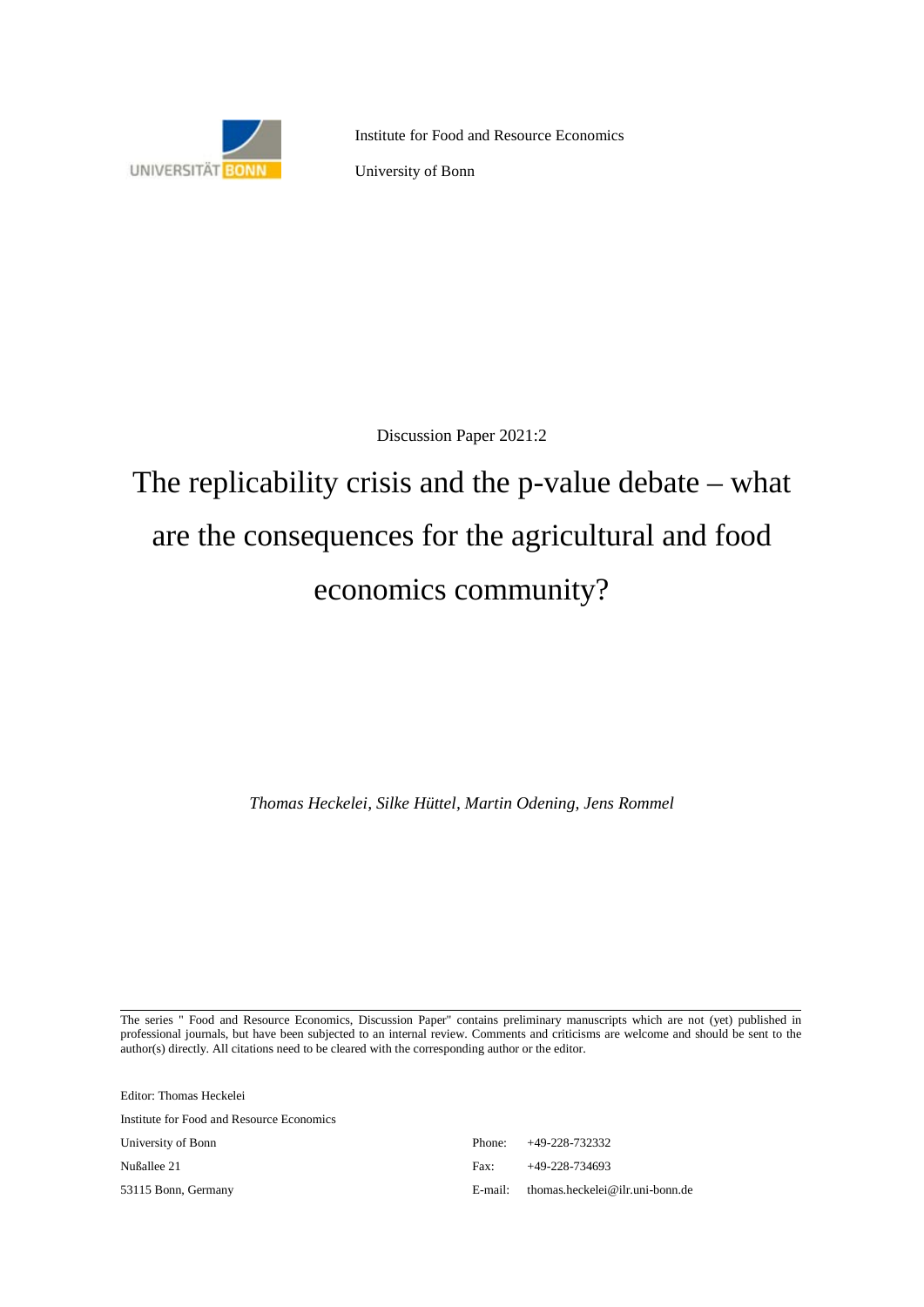Institute for Food and Resource Economics

University of Bonn

Discussion Paper 2021:2

# The replicability crisis and the p-value debate – what are the consequences for the agricultural and food economics community?

*Thomas Heckelei, Silke Hüttel, Martin Odening, Jens Rommel*

---

The series " Food and Resource Economics, Discussion Paper" contains preliminary manuscripts which are not (yet) published in professional journals, but have been subjected to an internal review. Comments and criticisms are welcome and should be sent to the author(s) directly. All citations need to be cleared with the corresponding author or the editor.

Editor: Thomas Heckelei

Institute for Food and Resource Economics

University of Bonn

Nußallee 21

53115 Bonn, Germany

Phone: +49-228-732332

Fax: +49-228-734693

E-mail: thomas.heckelei@ilr.uni-bonn.de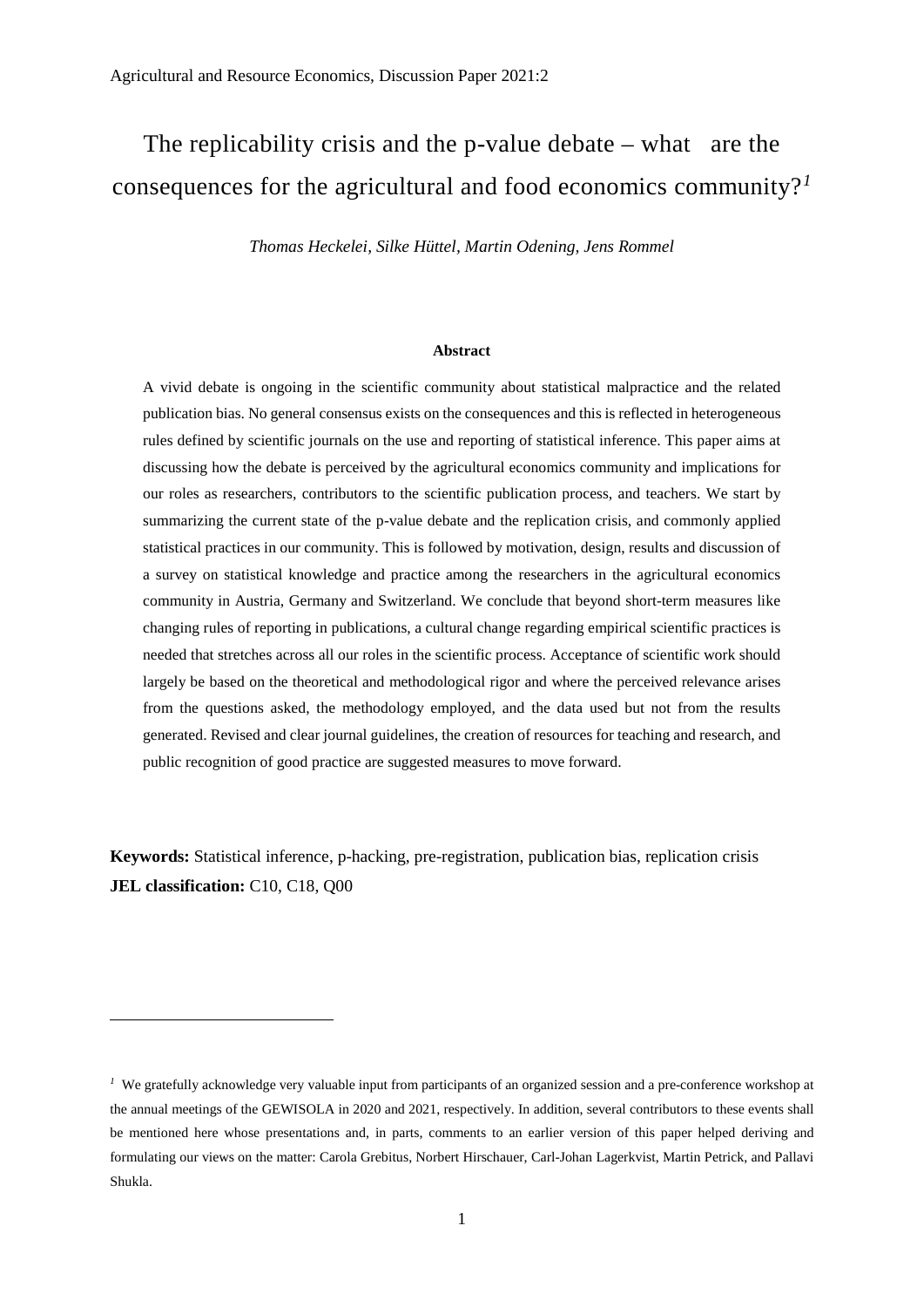Agricultural and Resource Economics, Discussion Paper 2021:2

# The replicability crisis and the p-value debate – what are the consequences for the agricultural and food economics community?[1]

*Thomas Heckelei, Silke Hüttel, Martin Odening, Jens Rommel*

#### Abstract

A vivid debate is ongoing in the scientific community about statistical malpractice and the related publication bias. No general consensus exists on the consequences and this is reflected in heterogeneous rules defined by scientific journals on the use and reporting of statistical inference. This paper aims at discussing how the debate is perceived by the agricultural economics community and implications for our roles as researchers, contributors to the scientific publication process, and teachers. We start by summarizing the current state of the p-value debate and the replication crisis, and commonly applied statistical practices in our community. This is followed by motivation, design, results and discussion of a survey on statistical knowledge and practice among the researchers in the agricultural economics community in Austria, Germany and Switzerland. We conclude that beyond short-term measures like changing rules of reporting in publications, a cultural change regarding empirical scientific practices is needed that stretches across all our roles in the scientific process. Acceptance of scientific work should largely be based on the theoretical and methodological rigor and where the perceived relevance arises from the questions asked, the methodology employed, and the data used but not from the results generated. Revised and clear journal guidelines, the creation of resources for teaching and research, and public recognition of good practice are suggested measures to move forward.

**Keywords:** Statistical inference, p-hacking, pre-registration, publication bias, replication crisis

**JEL classification:** C10, C18, Q00

---

[1] We gratefully acknowledge very valuable input from participants of an organized session and a pre-conference workshop at the annual meetings of the GEWISOLA in 2020 and 2021, respectively. In addition, several contributors to these events shall be mentioned here whose presentations and, in parts, comments to an earlier version of this paper helped deriving and formulating our views on the matter: Carola Grebitus, Norbert Hirschauer, Carl-Johan Lagerkvist, Martin Petrick, and Pallavi Shukla.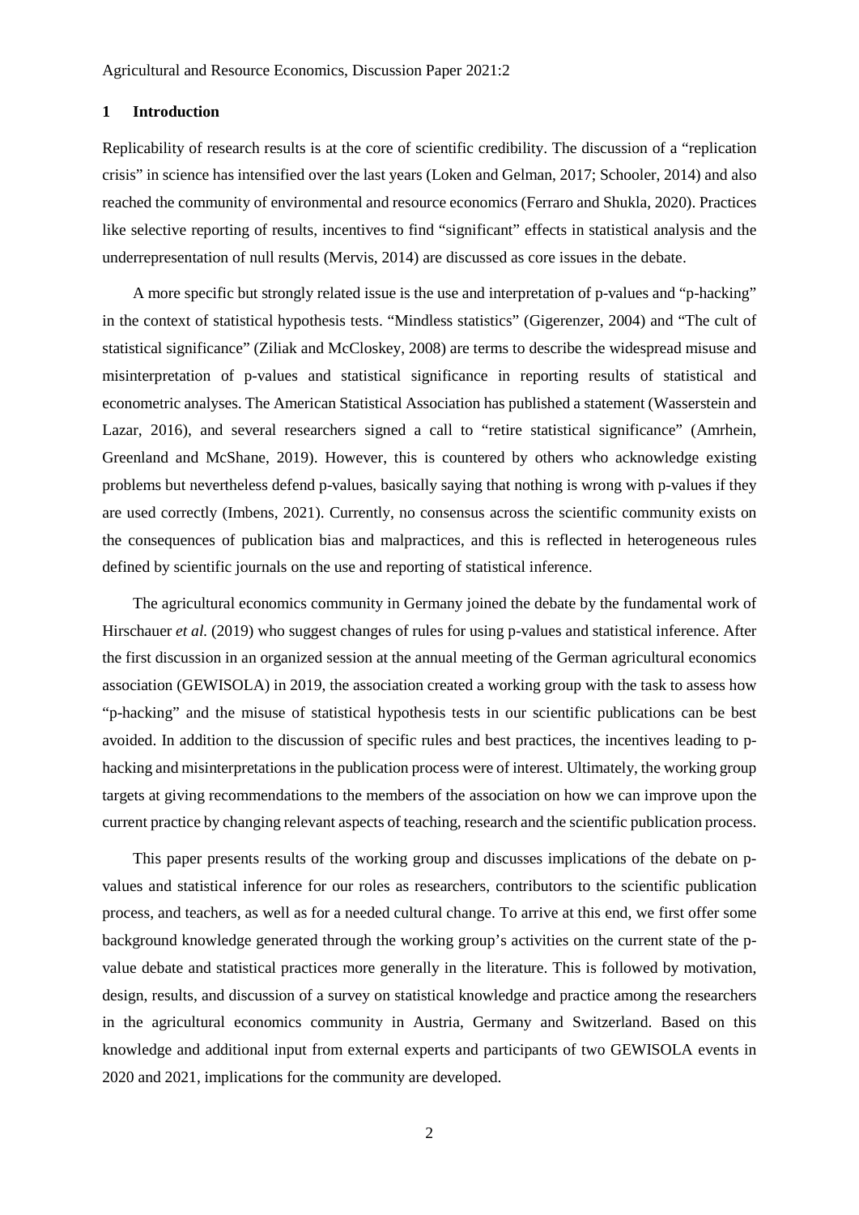## 1 Introduction

Replicability of research results is at the core of scientific credibility. The discussion of a "replication crisis" in science has intensified over the last years (Loken and Gelman, 2017; Schooler, 2014) and also reached the community of environmental and resource economics (Ferraro and Shukla, 2020). Practices like selective reporting of results, incentives to find "significant" effects in statistical analysis and the underrepresentation of null results (Mervis, 2014) are discussed as core issues in the debate.

A more specific but strongly related issue is the use and interpretation of p-values and "p-hacking" in the context of statistical hypothesis tests. "Mindless statistics" (Gigerenzer, 2004) and "The cult of statistical significance" (Ziliak and McCloskey, 2008) are terms to describe the widespread misuse and misinterpretation of p-values and statistical significance in reporting results of statistical and econometric analyses. The American Statistical Association has published a statement (Wasserstein and Lazar, 2016), and several researchers signed a call to "retire statistical significance" (Amrhein, Greenland and McShane, 2019). However, this is countered by others who acknowledge existing problems but nevertheless defend p-values, basically saying that nothing is wrong with p-values if they are used correctly (Imbens, 2021). Currently, no consensus across the scientific community exists on the consequences of publication bias and malpractices, and this is reflected in heterogeneous rules defined by scientific journals on the use and reporting of statistical inference.

The agricultural economics community in Germany joined the debate by the fundamental work of Hirschauer *et al.* (2019) who suggest changes of rules for using p-values and statistical inference. After the first discussion in an organized session at the annual meeting of the German agricultural economics association (GEWISOLA) in 2019, the association created a working group with the task to assess how "p-hacking" and the misuse of statistical hypothesis tests in our scientific publications can be best avoided. In addition to the discussion of specific rules and best practices, the incentives leading to p-hacking and misinterpretations in the publication process were of interest. Ultimately, the working group targets at giving recommendations to the members of the association on how we can improve upon the current practice by changing relevant aspects of teaching, research and the scientific publication process.

This paper presents results of the working group and discusses implications of the debate on p-values and statistical inference for our roles as researchers, contributors to the scientific publication process, and teachers, as well as for a needed cultural change. To arrive at this end, we first offer some background knowledge generated through the working group's activities on the current state of the p-value debate and statistical practices more generally in the literature. This is followed by motivation, design, results, and discussion of a survey on statistical knowledge and practice among the researchers in the agricultural economics community in Austria, Germany and Switzerland. Based on this knowledge and additional input from external experts and participants of two GEWISOLA events in 2020 and 2021, implications for the community are developed.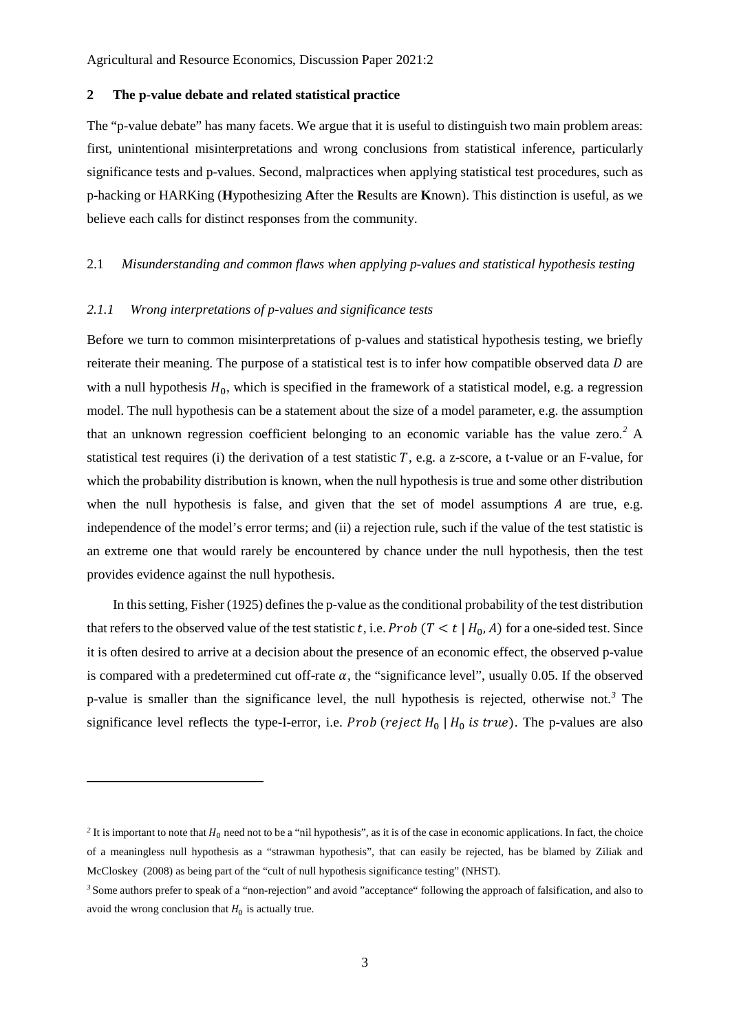## 2 The p-value debate and related statistical practice

The "p-value debate" has many facets. We argue that it is useful to distinguish two main problem areas: first, unintentional misinterpretations and wrong conclusions from statistical inference, particularly significance tests and p-values. Second, malpractices when applying statistical test procedures, such as p-hacking or HARKing (**H**ypothesizing **A**fter the **R**esults are **K**nown). This distinction is useful, as we believe each calls for distinct responses from the community.

### 2.1 *Misunderstanding and common flaws when applying p-values and statistical hypothesis testing*

#### *2.1.1 Wrong interpretations of p-values and significance tests*

Before we turn to common misinterpretations of p-values and statistical hypothesis testing, we briefly reiterate their meaning. The purpose of a statistical test is to infer how compatible observed data $D$ are with a null hypothesis $H_0$, which is specified in the framework of a statistical model, e.g. a regression model. The null hypothesis can be a statement about the size of a model parameter, e.g. the assumption that an unknown regression coefficient belonging to an economic variable has the value zero.[2] A statistical test requires (i) the derivation of a test statistic $T$, e.g. a z-score, a t-value or an F-value, for which the probability distribution is known, when the null hypothesis is true and some other distribution when the null hypothesis is false, and given that the set of model assumptions $A$ are true, e.g. independence of the model's error terms; and (ii) a rejection rule, such if the value of the test statistic is an extreme one that would rarely be encountered by chance under the null hypothesis, then the test provides evidence against the null hypothesis.

In this setting, Fisher (1925) defines the p-value as the conditional probability of the test distribution that refers to the observed value of the test statistic $t$, i.e. $Prob\ (T < t \mid H_0, A)$ for a one-sided test. Since it is often desired to arrive at a decision about the presence of an economic effect, the observed p-value is compared with a predetermined cut off-rate $\alpha$, the "significance level", usually 0.05. If the observed p-value is smaller than the significance level, the null hypothesis is rejected, otherwise not.[3] The significance level reflects the type-I-error, i.e. $Prob\ (reject\ H_0 \mid H_0\ is\ true)$. The p-values are also

---

[2] It is important to note that $H_0$ need not to be a "nil hypothesis", as it is of the case in economic applications. In fact, the choice of a meaningless null hypothesis as a "strawman hypothesis", that can easily be rejected, has be blamed by Ziliak and McCloskey (2008) as being part of the "cult of null hypothesis significance testing" (NHST).

[3] Some authors prefer to speak of a "non-rejection" and avoid "acceptance" following the approach of falsification, and also to avoid the wrong conclusion that $H_0$ is actually true.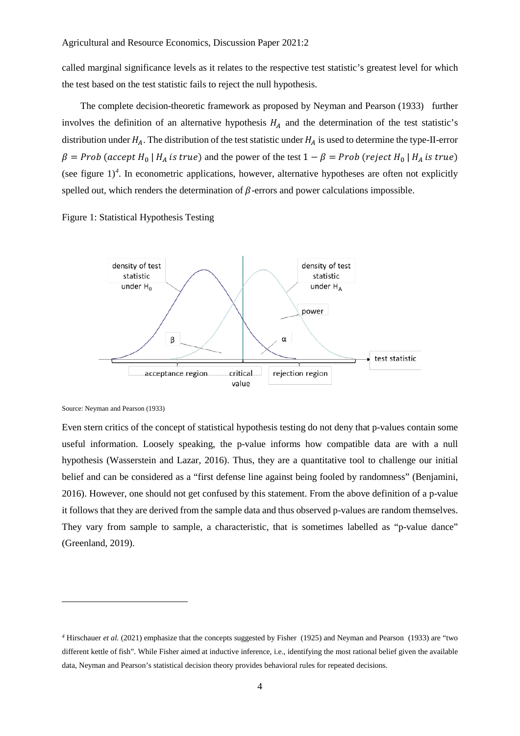called marginal significance levels as it relates to the respective test statistic's greatest level for which the test based on the test statistic fails to reject the null hypothesis.

The complete decision-theoretic framework as proposed by Neyman and Pearson (1933) further involves the definition of an alternative hypothesis $H_A$ and the determination of the test statistic's distribution under $H_A$. The distribution of the test statistic under $H_A$ is used to determine the type-II-error $\beta = Prob\ (accept\ H_0 \mid H_A\ is\ true)$ and the power of the test $1 - \beta = Prob\ (reject\ H_0 \mid H_A\ is\ true)$ (see figure 1)[4]. In econometric applications, however, alternative hypotheses are often not explicitly spelled out, which renders the determination of $\beta$-errors and power calculations impossible.

Figure 1: Statistical Hypothesis Testing

Source: Neyman and Pearson (1933)

Even stern critics of the concept of statistical hypothesis testing do not deny that p-values contain some useful information. Loosely speaking, the p-value informs how compatible data are with a null hypothesis (Wasserstein and Lazar, 2016). Thus, they are a quantitative tool to challenge our initial belief and can be considered as a "first defense line against being fooled by randomness" (Benjamini, 2016). However, one should not get confused by this statement. From the above definition of a p-value it follows that they are derived from the sample data and thus observed p-values are random themselves. They vary from sample to sample, a characteristic, that is sometimes labelled as "p-value dance" (Greenland, 2019).

---

[4] Hirschauer *et al.* (2021) emphasize that the concepts suggested by Fisher (1925) and Neyman and Pearson (1933) are "two different kettle of fish". While Fisher aimed at inductive inference, i.e., identifying the most rational belief given the available data, Neyman and Pearson's statistical decision theory provides behavioral rules for repeated decisions.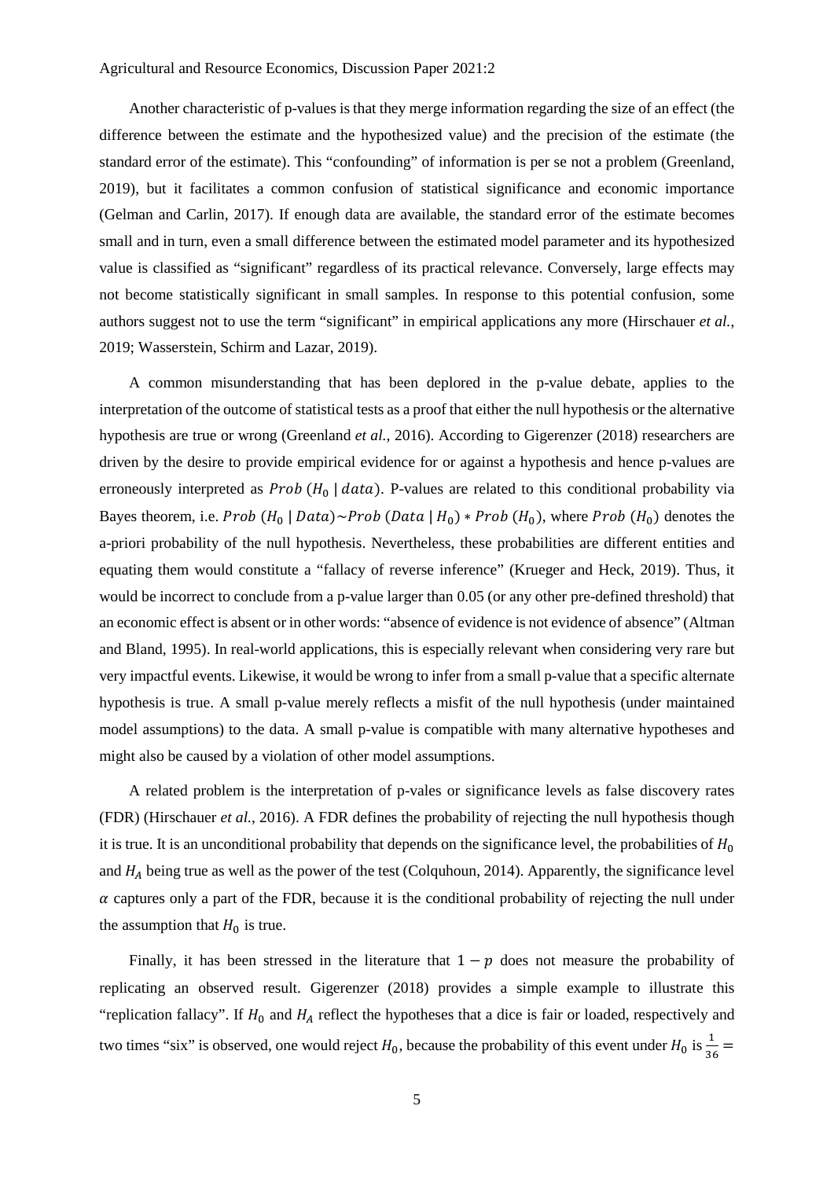Another characteristic of p-values is that they merge information regarding the size of an effect (the difference between the estimate and the hypothesized value) and the precision of the estimate (the standard error of the estimate). This "confounding" of information is per se not a problem (Greenland, 2019), but it facilitates a common confusion of statistical significance and economic importance (Gelman and Carlin, 2017). If enough data are available, the standard error of the estimate becomes small and in turn, even a small difference between the estimated model parameter and its hypothesized value is classified as "significant" regardless of its practical relevance. Conversely, large effects may not become statistically significant in small samples. In response to this potential confusion, some authors suggest not to use the term "significant" in empirical applications any more (Hirschauer *et al.*, 2019; Wasserstein, Schirm and Lazar, 2019).

A common misunderstanding that has been deplored in the p-value debate, applies to the interpretation of the outcome of statistical tests as a proof that either the null hypothesis or the alternative hypothesis are true or wrong (Greenland *et al.*, 2016). According to Gigerenzer (2018) researchers are driven by the desire to provide empirical evidence for or against a hypothesis and hence p-values are erroneously interpreted as $Prob\ (H_0 \mid data)$. P-values are related to this conditional probability via Bayes theorem, i.e. $Prob\ (H_0 \mid Data) \sim Prob\ (Data \mid H_0) * Prob\ (H_0)$, where $Prob\ (H_0)$ denotes the a-priori probability of the null hypothesis. Nevertheless, these probabilities are different entities and equating them would constitute a "fallacy of reverse inference" (Krueger and Heck, 2019). Thus, it would be incorrect to conclude from a p-value larger than 0.05 (or any other pre-defined threshold) that an economic effect is absent or in other words: "absence of evidence is not evidence of absence" (Altman and Bland, 1995). In real-world applications, this is especially relevant when considering very rare but very impactful events. Likewise, it would be wrong to infer from a small p-value that a specific alternate hypothesis is true. A small p-value merely reflects a misfit of the null hypothesis (under maintained model assumptions) to the data. A small p-value is compatible with many alternative hypotheses and might also be caused by a violation of other model assumptions.

A related problem is the interpretation of p-vales or significance levels as false discovery rates (FDR) (Hirschauer *et al.*, 2016). A FDR defines the probability of rejecting the null hypothesis though it is true. It is an unconditional probability that depends on the significance level, the probabilities of $H_0$ and $H_A$ being true as well as the power of the test (Colquhoun, 2014). Apparently, the significance level $\alpha$ captures only a part of the FDR, because it is the conditional probability of rejecting the null under the assumption that $H_0$ is true.

Finally, it has been stressed in the literature that $1 - p$ does not measure the probability of replicating an observed result. Gigerenzer (2018) provides a simple example to illustrate this "replication fallacy". If $H_0$ and $H_A$ reflect the hypotheses that a dice is fair or loaded, respectively and two times "six" is observed, one would reject $H_0$, because the probability of this event under $H_0$ is $\frac{1}{36} =$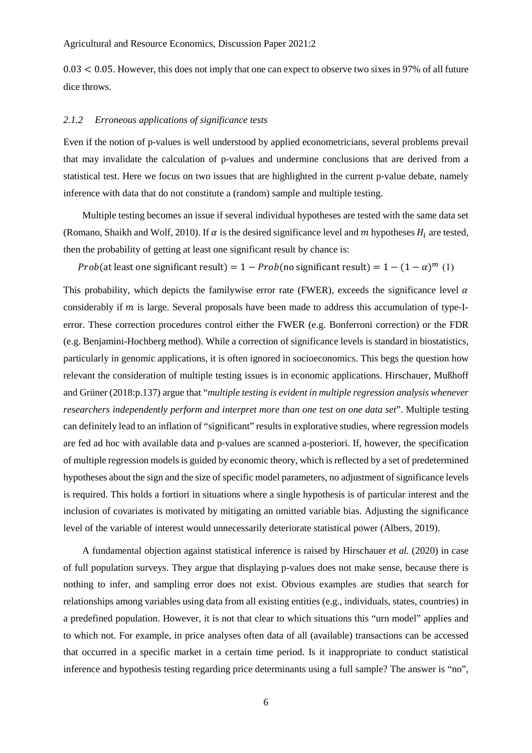$0.03 < 0.05$. However, this does not imply that one can expect to observe two sixes in 97% of all future dice throws.

### 2.1.2 *Erroneous applications of significance tests*

Even if the notion of p-values is well understood by applied econometricians, several problems prevail that may invalidate the calculation of p-values and undermine conclusions that are derived from a statistical test. Here we focus on two issues that are highlighted in the current p-value debate, namely inference with data that do not constitute a (random) sample and multiple testing.

Multiple testing becomes an issue if several individual hypotheses are tested with the same data set (Romano, Shaikh and Wolf, 2010). If $\alpha$ is the desired significance level and $m$ hypotheses $H_i$ are tested, then the probability of getting at least one significant result by chance is:

$$Prob(\text{at least one significant result}) = 1 - Prob(\text{no significant result}) = 1 - (1 - \alpha)^m \quad (1)$$

This probability, which depicts the familywise error rate (FWER), exceeds the significance level $\alpha$ considerably if $m$ is large. Several proposals have been made to address this accumulation of type-I-error. These correction procedures control either the FWER (e.g. Bonferroni correction) or the FDR (e.g. Benjamini-Hochberg method). While a correction of significance levels is standard in biostatistics, particularly in genomic applications, it is often ignored in socioeconomics. This begs the question how relevant the consideration of multiple testing issues is in economic applications. Hirschauer, Mußhoff and Grüner (2018:p.137) argue that "*multiple testing is evident in multiple regression analysis whenever researchers independently perform and interpret more than one test on one data set*". Multiple testing can definitely lead to an inflation of "significant" results in explorative studies, where regression models are fed ad hoc with available data and p-values are scanned a-posteriori. If, however, the specification of multiple regression models is guided by economic theory, which is reflected by a set of predetermined hypotheses about the sign and the size of specific model parameters, no adjustment of significance levels is required. This holds a fortiori in situations where a single hypothesis is of particular interest and the inclusion of covariates is motivated by mitigating an omitted variable bias. Adjusting the significance level of the variable of interest would unnecessarily deteriorate statistical power (Albers, 2019).

A fundamental objection against statistical inference is raised by Hirschauer *et al.* (2020) in case of full population surveys. They argue that displaying p-values does not make sense, because there is nothing to infer, and sampling error does not exist. Obvious examples are studies that search for relationships among variables using data from all existing entities (e.g., individuals, states, countries) in a predefined population. However, it is not that clear to which situations this "urn model" applies and to which not. For example, in price analyses often data of all (available) transactions can be accessed that occurred in a specific market in a certain time period. Is it inappropriate to conduct statistical inference and hypothesis testing regarding price determinants using a full sample? The answer is "no",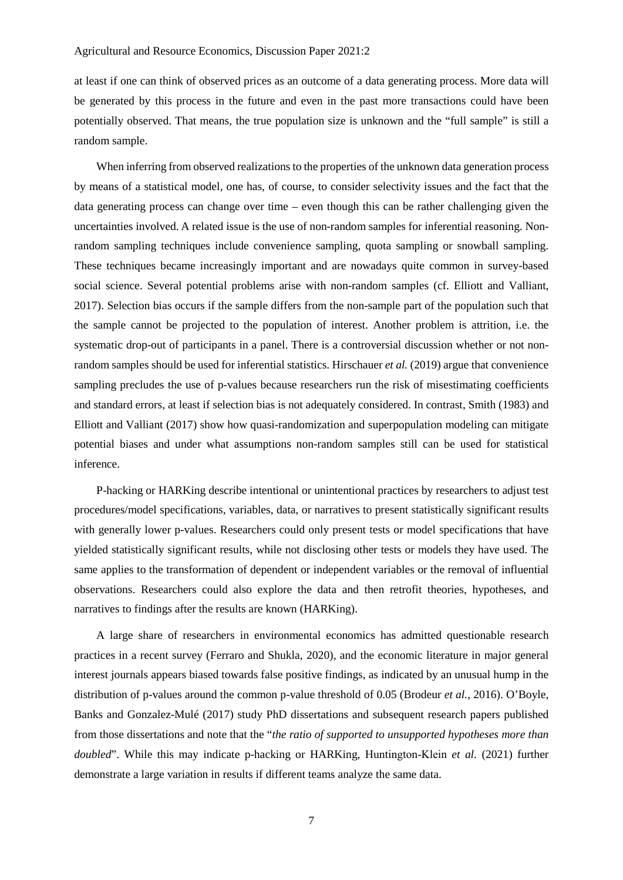at least if one can think of observed prices as an outcome of a data generating process. More data will be generated by this process in the future and even in the past more transactions could have been potentially observed. That means, the true population size is unknown and the "full sample" is still a random sample.

When inferring from observed realizations to the properties of the unknown data generation process by means of a statistical model, one has, of course, to consider selectivity issues and the fact that the data generating process can change over time – even though this can be rather challenging given the uncertainties involved. A related issue is the use of non-random samples for inferential reasoning. Non-random sampling techniques include convenience sampling, quota sampling or snowball sampling. These techniques became increasingly important and are nowadays quite common in survey-based social science. Several potential problems arise with non-random samples (cf. Elliott and Valliant, 2017). Selection bias occurs if the sample differs from the non-sample part of the population such that the sample cannot be projected to the population of interest. Another problem is attrition, i.e. the systematic drop-out of participants in a panel. There is a controversial discussion whether or not non-random samples should be used for inferential statistics. Hirschauer *et al.* (2019) argue that convenience sampling precludes the use of p-values because researchers run the risk of misestimating coefficients and standard errors, at least if selection bias is not adequately considered. In contrast, Smith (1983) and Elliott and Valliant (2017) show how quasi-randomization and superpopulation modeling can mitigate potential biases and under what assumptions non-random samples still can be used for statistical inference.

P-hacking or HARKing describe intentional or unintentional practices by researchers to adjust test procedures/model specifications, variables, data, or narratives to present statistically significant results with generally lower p-values. Researchers could only present tests or model specifications that have yielded statistically significant results, while not disclosing other tests or models they have used. The same applies to the transformation of dependent or independent variables or the removal of influential observations. Researchers could also explore the data and then retrofit theories, hypotheses, and narratives to findings after the results are known (HARKing).

A large share of researchers in environmental economics has admitted questionable research practices in a recent survey (Ferraro and Shukla, 2020), and the economic literature in major general interest journals appears biased towards false positive findings, as indicated by an unusual hump in the distribution of p-values around the common p-value threshold of 0.05 (Brodeur *et al.*, 2016). O'Boyle, Banks and Gonzalez-Mulé (2017) study PhD dissertations and subsequent research papers published from those dissertations and note that the "*the ratio of supported to unsupported hypotheses more than doubled*". While this may indicate p-hacking or HARKing, Huntington-Klein *et al.* (2021) further demonstrate a large variation in results if different teams analyze the same data.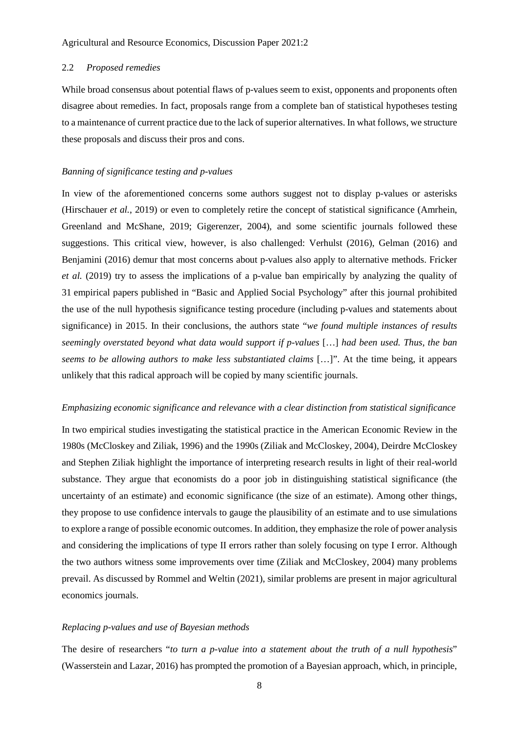### 2.2 *Proposed remedies*

While broad consensus about potential flaws of p-values seem to exist, opponents and proponents often disagree about remedies. In fact, proposals range from a complete ban of statistical hypotheses testing to a maintenance of current practice due to the lack of superior alternatives. In what follows, we structure these proposals and discuss their pros and cons.

*Banning of significance testing and p-values*

In view of the aforementioned concerns some authors suggest not to display p-values or asterisks (Hirschauer *et al.*, 2019) or even to completely retire the concept of statistical significance (Amrhein, Greenland and McShane, 2019; Gigerenzer, 2004), and some scientific journals followed these suggestions. This critical view, however, is also challenged: Verhulst (2016), Gelman (2016) and Benjamini (2016) demur that most concerns about p-values also apply to alternative methods. Fricker *et al.* (2019) try to assess the implications of a p-value ban empirically by analyzing the quality of 31 empirical papers published in "Basic and Applied Social Psychology" after this journal prohibited the use of the null hypothesis significance testing procedure (including p-values and statements about significance) in 2015. In their conclusions, the authors state "*we found multiple instances of results seemingly overstated beyond what data would support if p-values* […] *had been used. Thus, the ban seems to be allowing authors to make less substantiated claims* […]". At the time being, it appears unlikely that this radical approach will be copied by many scientific journals.

*Emphasizing economic significance and relevance with a clear distinction from statistical significance*

In two empirical studies investigating the statistical practice in the American Economic Review in the 1980s (McCloskey and Ziliak, 1996) and the 1990s (Ziliak and McCloskey, 2004), Deirdre McCloskey and Stephen Ziliak highlight the importance of interpreting research results in light of their real-world substance. They argue that economists do a poor job in distinguishing statistical significance (the uncertainty of an estimate) and economic significance (the size of an estimate). Among other things, they propose to use confidence intervals to gauge the plausibility of an estimate and to use simulations to explore a range of possible economic outcomes. In addition, they emphasize the role of power analysis and considering the implications of type II errors rather than solely focusing on type I error. Although the two authors witness some improvements over time (Ziliak and McCloskey, 2004) many problems prevail. As discussed by Rommel and Weltin (2021), similar problems are present in major agricultural economics journals.

*Replacing p-values and use of Bayesian methods*

The desire of researchers "*to turn a p-value into a statement about the truth of a null hypothesis*" (Wasserstein and Lazar, 2016) has prompted the promotion of a Bayesian approach, which, in principle,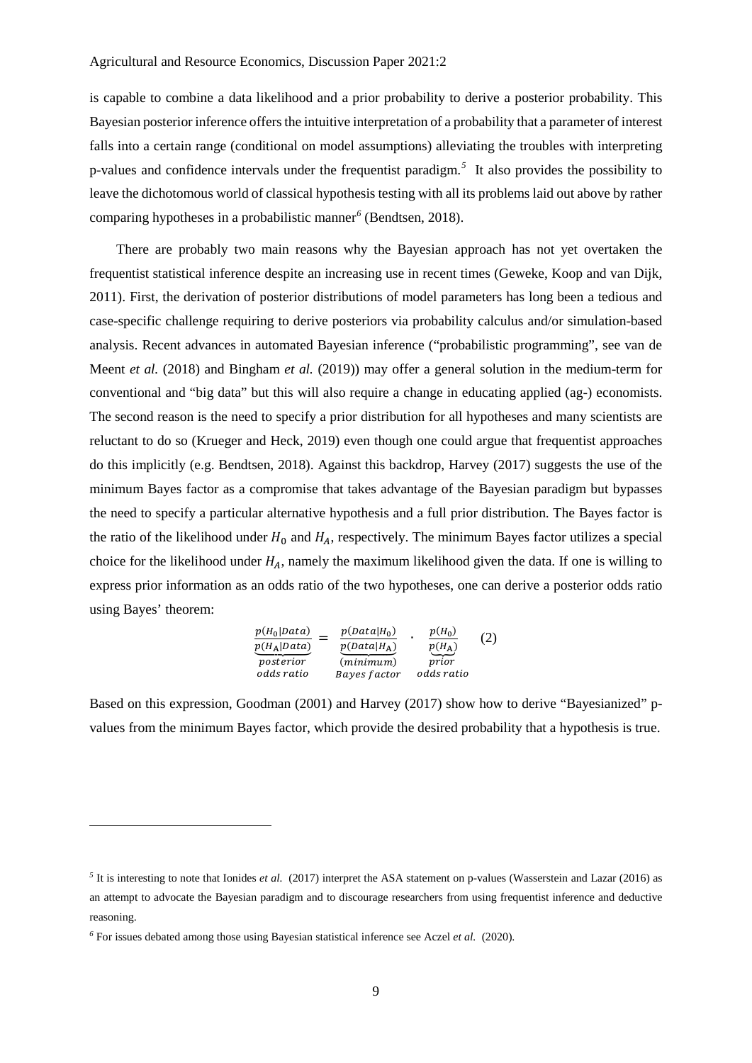is capable to combine a data likelihood and a prior probability to derive a posterior probability. This Bayesian posterior inference offers the intuitive interpretation of a probability that a parameter of interest falls into a certain range (conditional on model assumptions) alleviating the troubles with interpreting p-values and confidence intervals under the frequentist paradigm.[5] It also provides the possibility to leave the dichotomous world of classical hypothesis testing with all its problems laid out above by rather comparing hypotheses in a probabilistic manner[6] (Bendtsen, 2018).

There are probably two main reasons why the Bayesian approach has not yet overtaken the frequentist statistical inference despite an increasing use in recent times (Geweke, Koop and van Dijk, 2011). First, the derivation of posterior distributions of model parameters has long been a tedious and case-specific challenge requiring to derive posteriors via probability calculus and/or simulation-based analysis. Recent advances in automated Bayesian inference ("probabilistic programming", see van de Meent *et al.* (2018) and Bingham *et al.* (2019)) may offer a general solution in the medium-term for conventional and "big data" but this will also require a change in educating applied (ag-) economists. The second reason is the need to specify a prior distribution for all hypotheses and many scientists are reluctant to do so (Krueger and Heck, 2019) even though one could argue that frequentist approaches do this implicitly (e.g. Bendtsen, 2018). Against this backdrop, Harvey (2017) suggests the use of the minimum Bayes factor as a compromise that takes advantage of the Bayesian paradigm but bypasses the need to specify a particular alternative hypothesis and a full prior distribution. The Bayes factor is the ratio of the likelihood under $H_0$ and $H_A$, respectively. The minimum Bayes factor utilizes a special choice for the likelihood under $H_A$, namely the maximum likelihood given the data. If one is willing to express prior information as an odds ratio of the two hypotheses, one can derive a posterior odds ratio using Bayes' theorem:

$$\underbrace{\frac{p(H_0|Data)}{p(H_A|Data)}}_{\substack{posterior \\ odds\,ratio}} = \underbrace{\frac{p(Data|H_0)}{p(Data|H_A)}}_{\substack{(minimum) \\ Bayes\,factor}} \cdot \underbrace{\frac{p(H_0)}{p(H_A)}}_{\substack{prior \\ odds\,ratio}} \qquad (2)$$

Based on this expression, Goodman (2001) and Harvey (2017) show how to derive "Bayesianized" p-values from the minimum Bayes factor, which provide the desired probability that a hypothesis is true.

---

[5] It is interesting to note that Ionides *et al.* (2017) interpret the ASA statement on p-values (Wasserstein and Lazar (2016) as an attempt to advocate the Bayesian paradigm and to discourage researchers from using frequentist inference and deductive reasoning.

[6] For issues debated among those using Bayesian statistical inference see Aczel *et al.* (2020).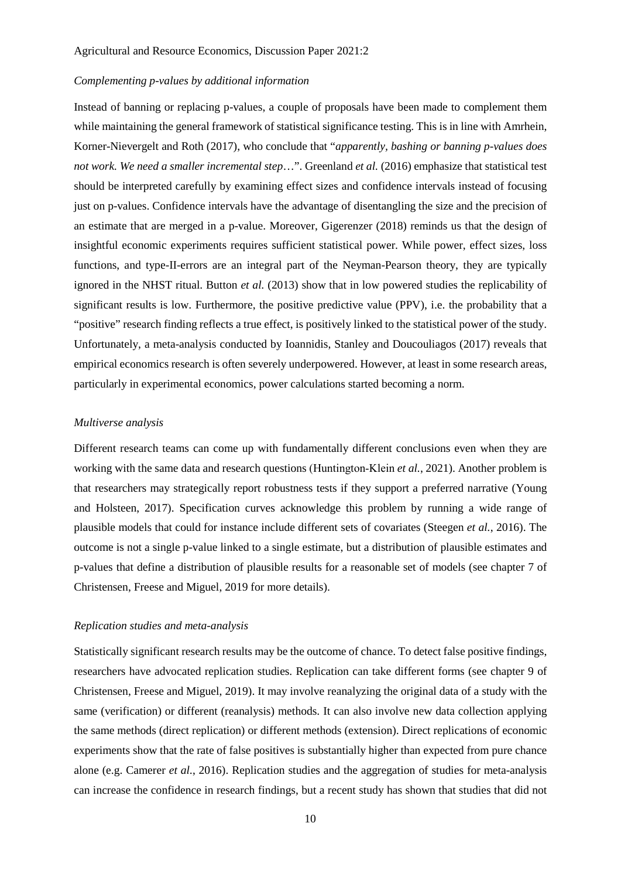*Complementing p-values by additional information*

Instead of banning or replacing p-values, a couple of proposals have been made to complement them while maintaining the general framework of statistical significance testing. This is in line with Amrhein, Korner-Nievergelt and Roth (2017), who conclude that "*apparently, bashing or banning p-values does not work. We need a smaller incremental step*…". Greenland *et al.* (2016) emphasize that statistical test should be interpreted carefully by examining effect sizes and confidence intervals instead of focusing just on p-values. Confidence intervals have the advantage of disentangling the size and the precision of an estimate that are merged in a p-value. Moreover, Gigerenzer (2018) reminds us that the design of insightful economic experiments requires sufficient statistical power. While power, effect sizes, loss functions, and type-II-errors are an integral part of the Neyman-Pearson theory, they are typically ignored in the NHST ritual. Button *et al.* (2013) show that in low powered studies the replicability of significant results is low. Furthermore, the positive predictive value (PPV), i.e. the probability that a "positive" research finding reflects a true effect, is positively linked to the statistical power of the study. Unfortunately, a meta-analysis conducted by Ioannidis, Stanley and Doucouliagos (2017) reveals that empirical economics research is often severely underpowered. However, at least in some research areas, particularly in experimental economics, power calculations started becoming a norm.

*Multiverse analysis*

Different research teams can come up with fundamentally different conclusions even when they are working with the same data and research questions (Huntington-Klein *et al.*, 2021). Another problem is that researchers may strategically report robustness tests if they support a preferred narrative (Young and Holsteen, 2017). Specification curves acknowledge this problem by running a wide range of plausible models that could for instance include different sets of covariates (Steegen *et al.*, 2016). The outcome is not a single p-value linked to a single estimate, but a distribution of plausible estimates and p-values that define a distribution of plausible results for a reasonable set of models (see chapter 7 of Christensen, Freese and Miguel, 2019 for more details).

*Replication studies and meta-analysis*

Statistically significant research results may be the outcome of chance. To detect false positive findings, researchers have advocated replication studies. Replication can take different forms (see chapter 9 of Christensen, Freese and Miguel, 2019). It may involve reanalyzing the original data of a study with the same (verification) or different (reanalysis) methods. It can also involve new data collection applying the same methods (direct replication) or different methods (extension). Direct replications of economic experiments show that the rate of false positives is substantially higher than expected from pure chance alone (e.g. Camerer *et al.*, 2016). Replication studies and the aggregation of studies for meta-analysis can increase the confidence in research findings, but a recent study has shown that studies that did not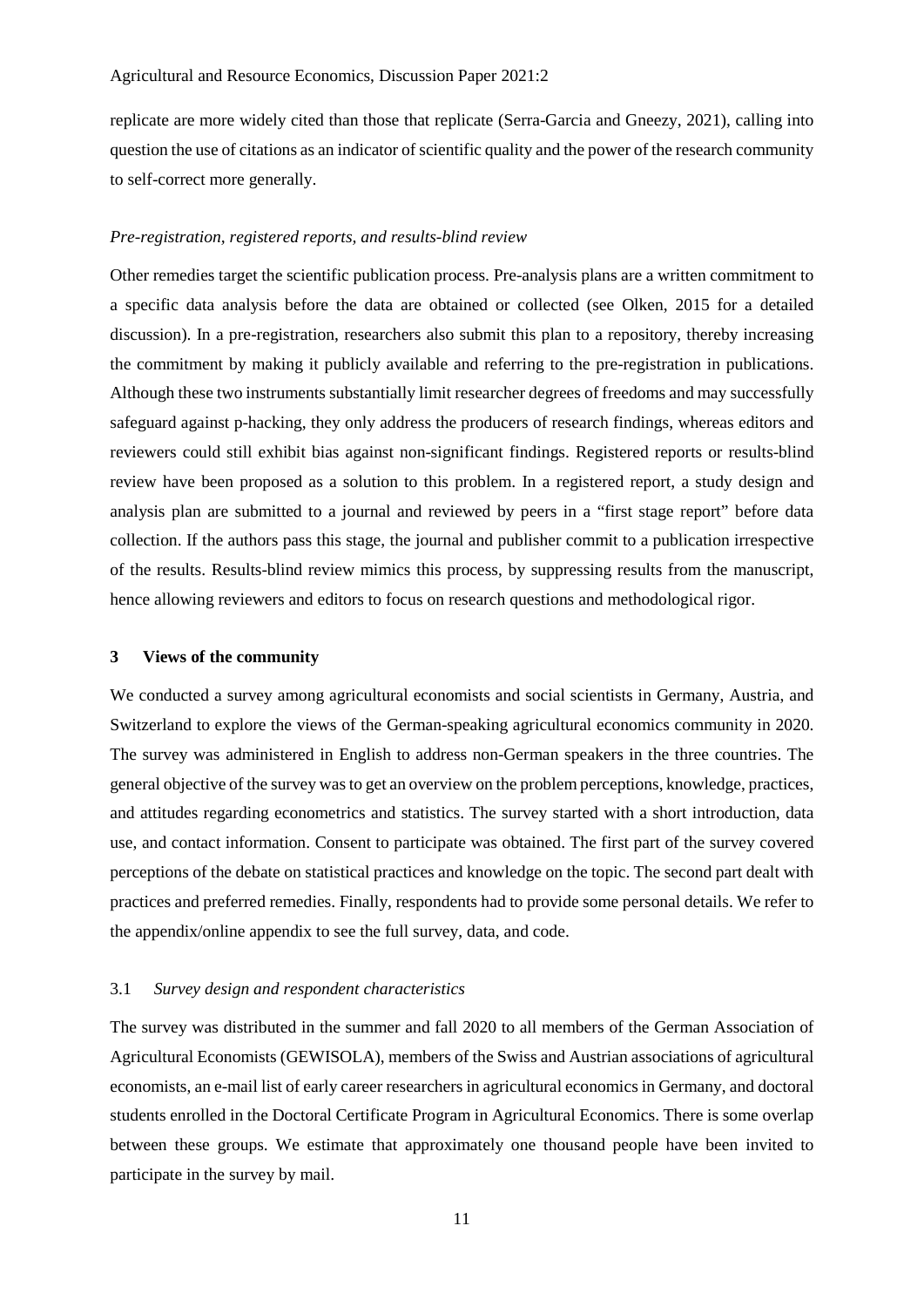replicate are more widely cited than those that replicate (Serra-Garcia and Gneezy, 2021), calling into question the use of citations as an indicator of scientific quality and the power of the research community to self-correct more generally.

*Pre-registration, registered reports, and results-blind review*

Other remedies target the scientific publication process. Pre-analysis plans are a written commitment to a specific data analysis before the data are obtained or collected (see Olken, 2015 for a detailed discussion). In a pre-registration, researchers also submit this plan to a repository, thereby increasing the commitment by making it publicly available and referring to the pre-registration in publications. Although these two instruments substantially limit researcher degrees of freedoms and may successfully safeguard against p-hacking, they only address the producers of research findings, whereas editors and reviewers could still exhibit bias against non-significant findings. Registered reports or results-blind review have been proposed as a solution to this problem. In a registered report, a study design and analysis plan are submitted to a journal and reviewed by peers in a "first stage report" before data collection. If the authors pass this stage, the journal and publisher commit to a publication irrespective of the results. Results-blind review mimics this process, by suppressing results from the manuscript, hence allowing reviewers and editors to focus on research questions and methodological rigor.

## 3 Views of the community

We conducted a survey among agricultural economists and social scientists in Germany, Austria, and Switzerland to explore the views of the German-speaking agricultural economics community in 2020. The survey was administered in English to address non-German speakers in the three countries. The general objective of the survey was to get an overview on the problem perceptions, knowledge, practices, and attitudes regarding econometrics and statistics. The survey started with a short introduction, data use, and contact information. Consent to participate was obtained. The first part of the survey covered perceptions of the debate on statistical practices and knowledge on the topic. The second part dealt with practices and preferred remedies. Finally, respondents had to provide some personal details. We refer to the appendix/online appendix to see the full survey, data, and code.

### 3.1 *Survey design and respondent characteristics*

The survey was distributed in the summer and fall 2020 to all members of the German Association of Agricultural Economists (GEWISOLA), members of the Swiss and Austrian associations of agricultural economists, an e-mail list of early career researchers in agricultural economics in Germany, and doctoral students enrolled in the Doctoral Certificate Program in Agricultural Economics. There is some overlap between these groups. We estimate that approximately one thousand people have been invited to participate in the survey by mail.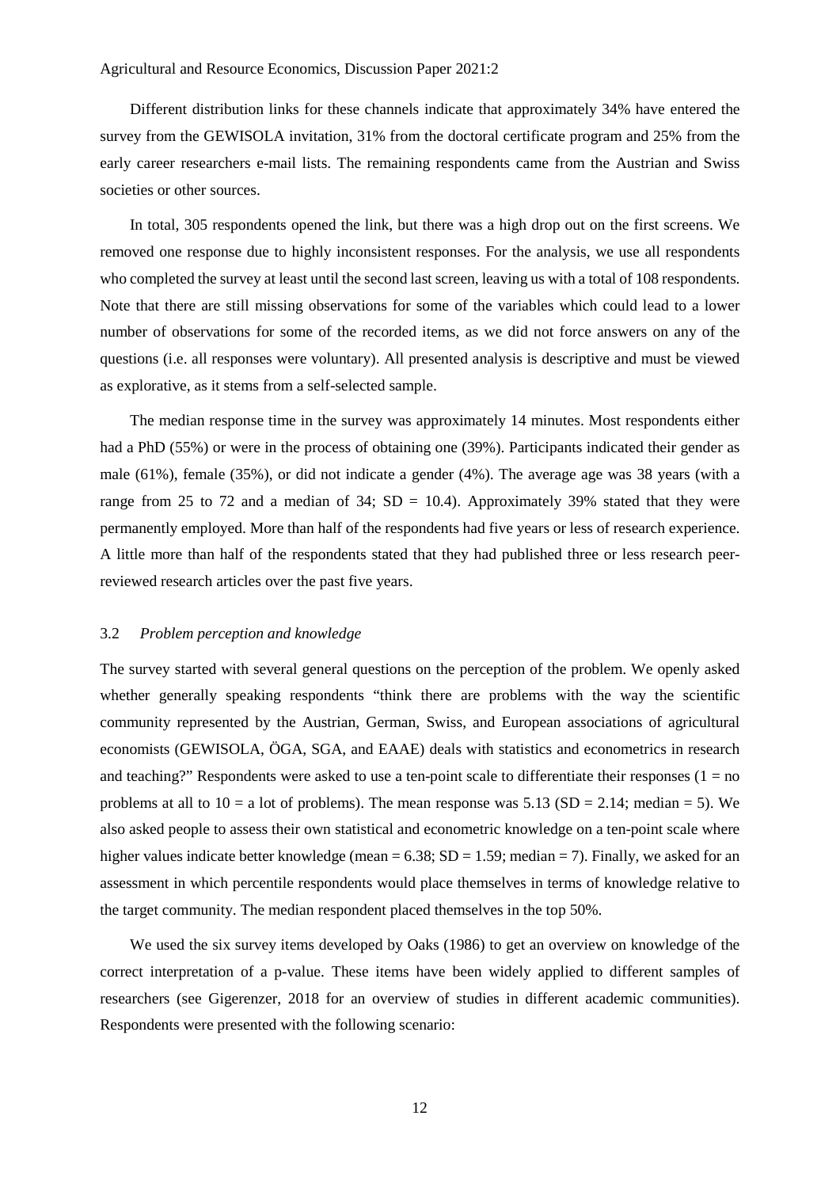Different distribution links for these channels indicate that approximately 34% have entered the survey from the GEWISOLA invitation, 31% from the doctoral certificate program and 25% from the early career researchers e-mail lists. The remaining respondents came from the Austrian and Swiss societies or other sources.

In total, 305 respondents opened the link, but there was a high drop out on the first screens. We removed one response due to highly inconsistent responses. For the analysis, we use all respondents who completed the survey at least until the second last screen, leaving us with a total of 108 respondents. Note that there are still missing observations for some of the variables which could lead to a lower number of observations for some of the recorded items, as we did not force answers on any of the questions (i.e. all responses were voluntary). All presented analysis is descriptive and must be viewed as explorative, as it stems from a self-selected sample.

The median response time in the survey was approximately 14 minutes. Most respondents either had a PhD (55%) or were in the process of obtaining one (39%). Participants indicated their gender as male (61%), female (35%), or did not indicate a gender (4%). The average age was 38 years (with a range from 25 to 72 and a median of 34; SD = 10.4). Approximately 39% stated that they were permanently employed. More than half of the respondents had five years or less of research experience. A little more than half of the respondents stated that they had published three or less research peer-reviewed research articles over the past five years.

### 3.2 *Problem perception and knowledge*

The survey started with several general questions on the perception of the problem. We openly asked whether generally speaking respondents "think there are problems with the way the scientific community represented by the Austrian, German, Swiss, and European associations of agricultural economists (GEWISOLA, ÖGA, SGA, and EAAE) deals with statistics and econometrics in research and teaching?" Respondents were asked to use a ten-point scale to differentiate their responses (1 = no problems at all to 10 = a lot of problems). The mean response was 5.13 (SD = 2.14; median = 5). We also asked people to assess their own statistical and econometric knowledge on a ten-point scale where higher values indicate better knowledge (mean = 6.38; SD = 1.59; median = 7). Finally, we asked for an assessment in which percentile respondents would place themselves in terms of knowledge relative to the target community. The median respondent placed themselves in the top 50%.

We used the six survey items developed by Oaks (1986) to get an overview on knowledge of the correct interpretation of a p-value. These items have been widely applied to different samples of researchers (see Gigerenzer, 2018 for an overview of studies in different academic communities). Respondents were presented with the following scenario: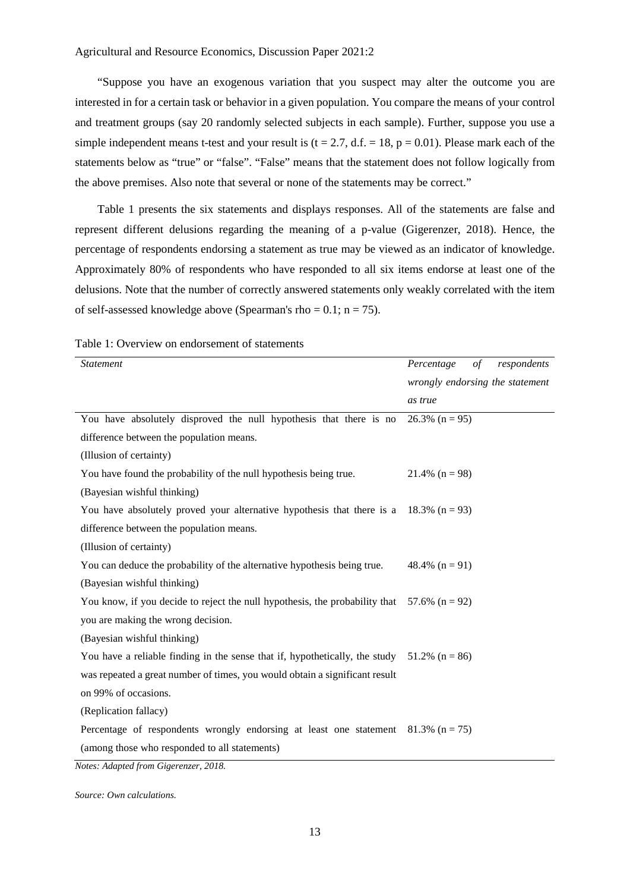"Suppose you have an exogenous variation that you suspect may alter the outcome you are interested in for a certain task or behavior in a given population. You compare the means of your control and treatment groups (say 20 randomly selected subjects in each sample). Further, suppose you use a simple independent means t-test and your result is ($t = 2.7$, d.f. = 18, $p = 0.01$). Please mark each of the statements below as "true" or "false". "False" means that the statement does not follow logically from the above premises. Also note that several or none of the statements may be correct."

Table 1 presents the six statements and displays responses. All of the statements are false and represent different delusions regarding the meaning of a p-value (Gigerenzer, 2018). Hence, the percentage of respondents endorsing a statement as true may be viewed as an indicator of knowledge. Approximately 80% of respondents who have responded to all six items endorse at least one of the delusions. Note that the number of correctly answered statements only weakly correlated with the item of self-assessed knowledge above (Spearman's rho = 0.1; n = 75).

Table 1: Overview on endorsement of statements

| *Statement* | *Percentage of respondents wrongly endorsing the statement as true* |
|---|---|
| You have absolutely disproved the null hypothesis that there is no difference between the population means. (Illusion of certainty) | 26.3% (n = 95) |
| You have found the probability of the null hypothesis being true. (Bayesian wishful thinking) | 21.4% (n = 98) |
| You have absolutely proved your alternative hypothesis that there is a difference between the population means. (Illusion of certainty) | 18.3% (n = 93) |
| You can deduce the probability of the alternative hypothesis being true. (Bayesian wishful thinking) | 48.4% (n = 91) |
| You know, if you decide to reject the null hypothesis, the probability that you are making the wrong decision. (Bayesian wishful thinking) | 57.6% (n = 92) |
| You have a reliable finding in the sense that if, hypothetically, the study was repeated a great number of times, you would obtain a significant result on 99% of occasions. (Replication fallacy) | 51.2% (n = 86) |
| Percentage of respondents wrongly endorsing at least one statement (among those who responded to all statements) | 81.3% (n = 75) |

*Notes: Adapted from Gigerenzer, 2018.*

*Source: Own calculations.*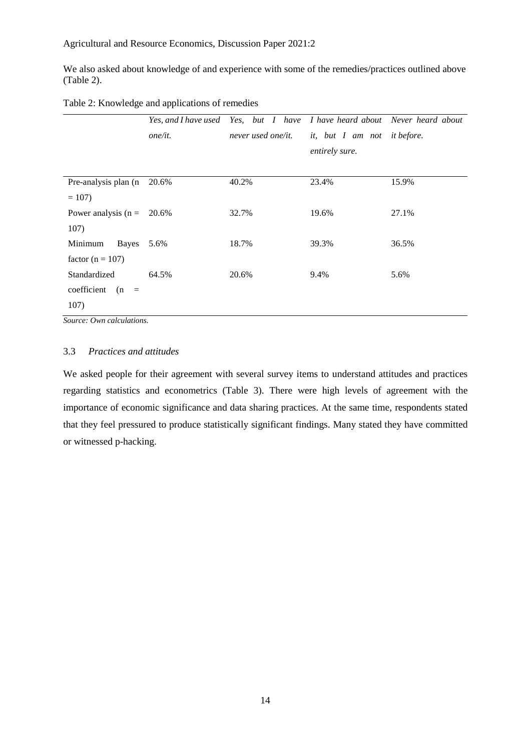We also asked about knowledge of and experience with some of the remedies/practices outlined above (Table 2).

Table 2: Knowledge and applications of remedies

| | *Yes, and I have used one/it.* | *Yes, but I have never used one/it.* | *I have heard about it, but I am not entirely sure.* | *Never heard about it before.* |
|---|---|---|---|---|
| Pre-analysis plan (n = 107) | 20.6% | 40.2% | 23.4% | 15.9% |
| Power analysis (n = 107) | 20.6% | 32.7% | 19.6% | 27.1% |
| Minimum Bayes factor (n = 107) | 5.6% | 18.7% | 39.3% | 36.5% |
| Standardized coefficient (n = 107) | 64.5% | 20.6% | 9.4% | 5.6% |

*Source: Own calculations.*

### 3.3 *Practices and attitudes*

We asked people for their agreement with several survey items to understand attitudes and practices regarding statistics and econometrics (Table 3). There were high levels of agreement with the importance of economic significance and data sharing practices. At the same time, respondents stated that they feel pressured to produce statistically significant findings. Many stated they have committed or witnessed p-hacking.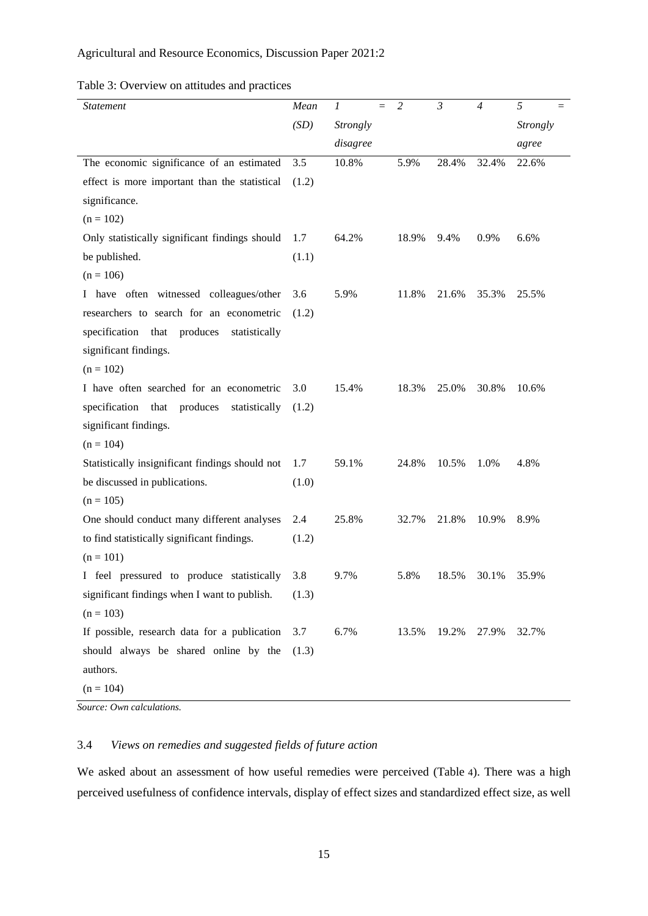Table 3: Overview on attitudes and practices

| *Statement* | *Mean (SD)* | *1 = Strongly disagree* | *2* | *3* | *4* | *5 = Strongly agree* |
|---|---|---|---|---|---|---|
| The economic significance of an estimated effect is more important than the statistical significance. (n = 102) | 3.5 (1.2) | 10.8% | 5.9% | 28.4% | 32.4% | 22.6% |
| Only statistically significant findings should be published. (n = 106) | 1.7 (1.1) | 64.2% | 18.9% | 9.4% | 0.9% | 6.6% |
| I have often witnessed colleagues/other researchers to search for an econometric specification that produces statistically significant findings. (n = 102) | 3.6 (1.2) | 5.9% | 11.8% | 21.6% | 35.3% | 25.5% |
| I have often searched for an econometric specification that produces statistically significant findings. (n = 104) | 3.0 (1.2) | 15.4% | 18.3% | 25.0% | 30.8% | 10.6% |
| Statistically insignificant findings should not be discussed in publications. (n = 105) | 1.7 (1.0) | 59.1% | 24.8% | 10.5% | 1.0% | 4.8% |
| One should conduct many different analyses to find statistically significant findings. (n = 101) | 2.4 (1.2) | 25.8% | 32.7% | 21.8% | 10.9% | 8.9% |
| I feel pressured to produce statistically significant findings when I want to publish. (n = 103) | 3.8 (1.3) | 9.7% | 5.8% | 18.5% | 30.1% | 35.9% |
| If possible, research data for a publication should always be shared online by the authors. (n = 104) | 3.7 (1.3) | 6.7% | 13.5% | 19.2% | 27.9% | 32.7% |

*Source: Own calculations.*

### 3.4 *Views on remedies and suggested fields of future action*

We asked about an assessment of how useful remedies were perceived (Table 4). There was a high perceived usefulness of confidence intervals, display of effect sizes and standardized effect size, as well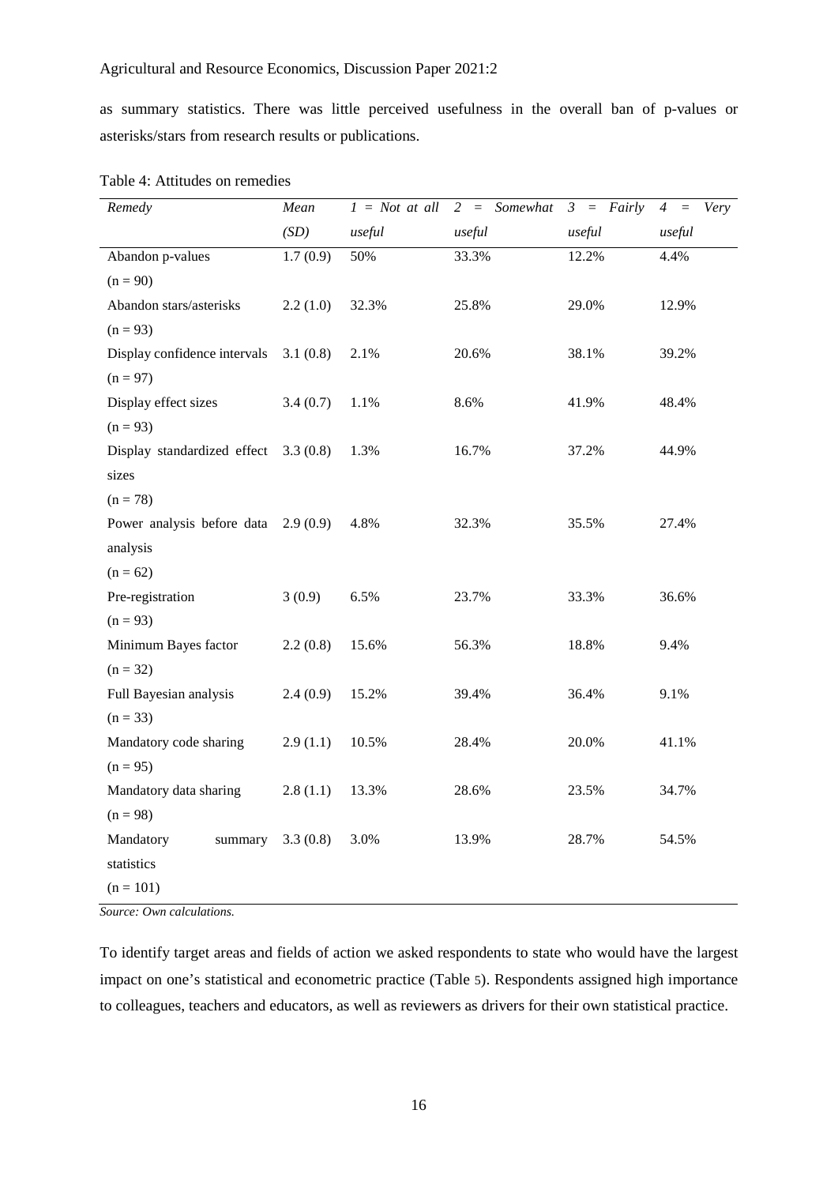as summary statistics. There was little perceived usefulness in the overall ban of p-values or asterisks/stars from research results or publications.

Table 4: Attitudes on remedies

| *Remedy* | *Mean (SD)* | *1 = Not at all useful* | *2 = Somewhat useful* | *3 = Fairly useful* | *4 = Very useful* |
|---|---|---|---|---|---|
| Abandon p-values (n = 90) | 1.7 (0.9) | 50% | 33.3% | 12.2% | 4.4% |
| Abandon stars/asterisks (n = 93) | 2.2 (1.0) | 32.3% | 25.8% | 29.0% | 12.9% |
| Display confidence intervals (n = 97) | 3.1 (0.8) | 2.1% | 20.6% | 38.1% | 39.2% |
| Display effect sizes (n = 93) | 3.4 (0.7) | 1.1% | 8.6% | 41.9% | 48.4% |
| Display standardized effect sizes (n = 78) | 3.3 (0.8) | 1.3% | 16.7% | 37.2% | 44.9% |
| Power analysis before data analysis (n = 62) | 2.9 (0.9) | 4.8% | 32.3% | 35.5% | 27.4% |
| Pre-registration (n = 93) | 3 (0.9) | 6.5% | 23.7% | 33.3% | 36.6% |
| Minimum Bayes factor (n = 32) | 2.2 (0.8) | 15.6% | 56.3% | 18.8% | 9.4% |
| Full Bayesian analysis (n = 33) | 2.4 (0.9) | 15.2% | 39.4% | 36.4% | 9.1% |
| Mandatory code sharing (n = 95) | 2.9 (1.1) | 10.5% | 28.4% | 20.0% | 41.1% |
| Mandatory data sharing (n = 98) | 2.8 (1.1) | 13.3% | 28.6% | 23.5% | 34.7% |
| Mandatory summary statistics (n = 101) | 3.3 (0.8) | 3.0% | 13.9% | 28.7% | 54.5% |

*Source: Own calculations.*

To identify target areas and fields of action we asked respondents to state who would have the largest impact on one's statistical and econometric practice (Table 5). Respondents assigned high importance to colleagues, teachers and educators, as well as reviewers as drivers for their own statistical practice.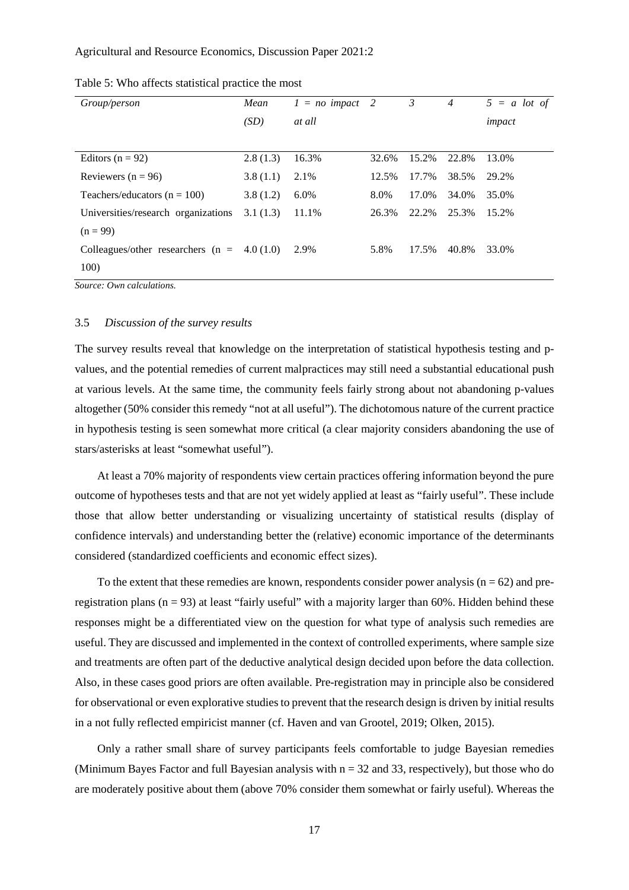Table 5: Who affects statistical practice the most

| *Group/person* | *Mean (SD)* | *1 = no impact at all* | *2* | *3* | *4* | *5 = a lot of impact* |
|---|---|---|---|---|---|---|
| Editors (n = 92) | 2.8 (1.3) | 16.3% | 32.6% | 15.2% | 22.8% | 13.0% |
| Reviewers (n = 96) | 3.8 (1.1) | 2.1% | 12.5% | 17.7% | 38.5% | 29.2% |
| Teachers/educators (n = 100) | 3.8 (1.2) | 6.0% | 8.0% | 17.0% | 34.0% | 35.0% |
| Universities/research organizations (n = 99) | 3.1 (1.3) | 11.1% | 26.3% | 22.2% | 25.3% | 15.2% |
| Colleagues/other researchers (n = 100) | 4.0 (1.0) | 2.9% | 5.8% | 17.5% | 40.8% | 33.0% |

*Source: Own calculations.*

### 3.5 *Discussion of the survey results*

The survey results reveal that knowledge on the interpretation of statistical hypothesis testing and p-values, and the potential remedies of current malpractices may still need a substantial educational push at various levels. At the same time, the community feels fairly strong about not abandoning p-values altogether (50% consider this remedy "not at all useful"). The dichotomous nature of the current practice in hypothesis testing is seen somewhat more critical (a clear majority considers abandoning the use of stars/asterisks at least "somewhat useful").

At least a 70% majority of respondents view certain practices offering information beyond the pure outcome of hypotheses tests and that are not yet widely applied at least as "fairly useful". These include those that allow better understanding or visualizing uncertainty of statistical results (display of confidence intervals) and understanding better the (relative) economic importance of the determinants considered (standardized coefficients and economic effect sizes).

To the extent that these remedies are known, respondents consider power analysis (n = 62) and pre-registration plans (n = 93) at least "fairly useful" with a majority larger than 60%. Hidden behind these responses might be a differentiated view on the question for what type of analysis such remedies are useful. They are discussed and implemented in the context of controlled experiments, where sample size and treatments are often part of the deductive analytical design decided upon before the data collection. Also, in these cases good priors are often available. Pre-registration may in principle also be considered for observational or even explorative studies to prevent that the research design is driven by initial results in a not fully reflected empiricist manner (cf. Haven and van Grootel, 2019; Olken, 2015).

Only a rather small share of survey participants feels comfortable to judge Bayesian remedies (Minimum Bayes Factor and full Bayesian analysis with n = 32 and 33, respectively), but those who do are moderately positive about them (above 70% consider them somewhat or fairly useful). Whereas the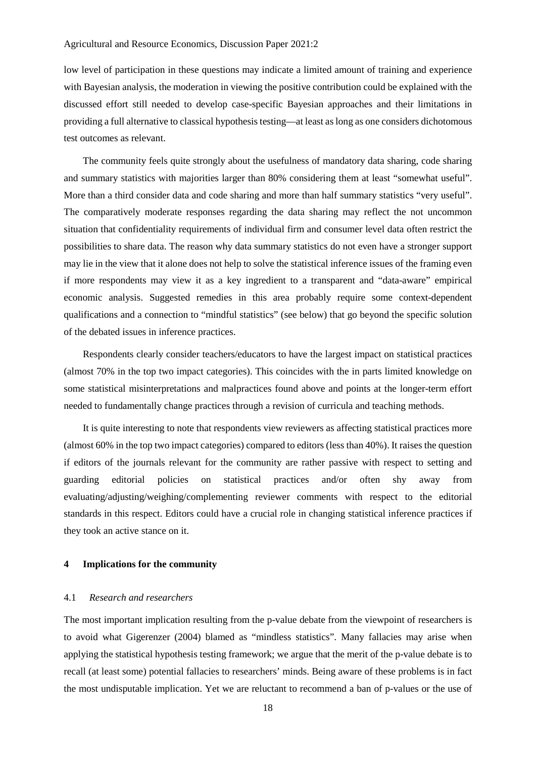low level of participation in these questions may indicate a limited amount of training and experience with Bayesian analysis, the moderation in viewing the positive contribution could be explained with the discussed effort still needed to develop case-specific Bayesian approaches and their limitations in providing a full alternative to classical hypothesis testing—at least as long as one considers dichotomous test outcomes as relevant.

The community feels quite strongly about the usefulness of mandatory data sharing, code sharing and summary statistics with majorities larger than 80% considering them at least "somewhat useful". More than a third consider data and code sharing and more than half summary statistics "very useful". The comparatively moderate responses regarding the data sharing may reflect the not uncommon situation that confidentiality requirements of individual firm and consumer level data often restrict the possibilities to share data. The reason why data summary statistics do not even have a stronger support may lie in the view that it alone does not help to solve the statistical inference issues of the framing even if more respondents may view it as a key ingredient to a transparent and "data-aware" empirical economic analysis. Suggested remedies in this area probably require some context-dependent qualifications and a connection to "mindful statistics" (see below) that go beyond the specific solution of the debated issues in inference practices.

Respondents clearly consider teachers/educators to have the largest impact on statistical practices (almost 70% in the top two impact categories). This coincides with the in parts limited knowledge on some statistical misinterpretations and malpractices found above and points at the longer-term effort needed to fundamentally change practices through a revision of curricula and teaching methods.

It is quite interesting to note that respondents view reviewers as affecting statistical practices more (almost 60% in the top two impact categories) compared to editors (less than 40%). It raises the question if editors of the journals relevant for the community are rather passive with respect to setting and guarding editorial policies on statistical practices and/or often shy away from evaluating/adjusting/weighing/complementing reviewer comments with respect to the editorial standards in this respect. Editors could have a crucial role in changing statistical inference practices if they took an active stance on it.

## 4 Implications for the community

### 4.1 *Research and researchers*

The most important implication resulting from the p-value debate from the viewpoint of researchers is to avoid what Gigerenzer (2004) blamed as "mindless statistics". Many fallacies may arise when applying the statistical hypothesis testing framework; we argue that the merit of the p-value debate is to recall (at least some) potential fallacies to researchers' minds. Being aware of these problems is in fact the most undisputable implication. Yet we are reluctant to recommend a ban of p-values or the use of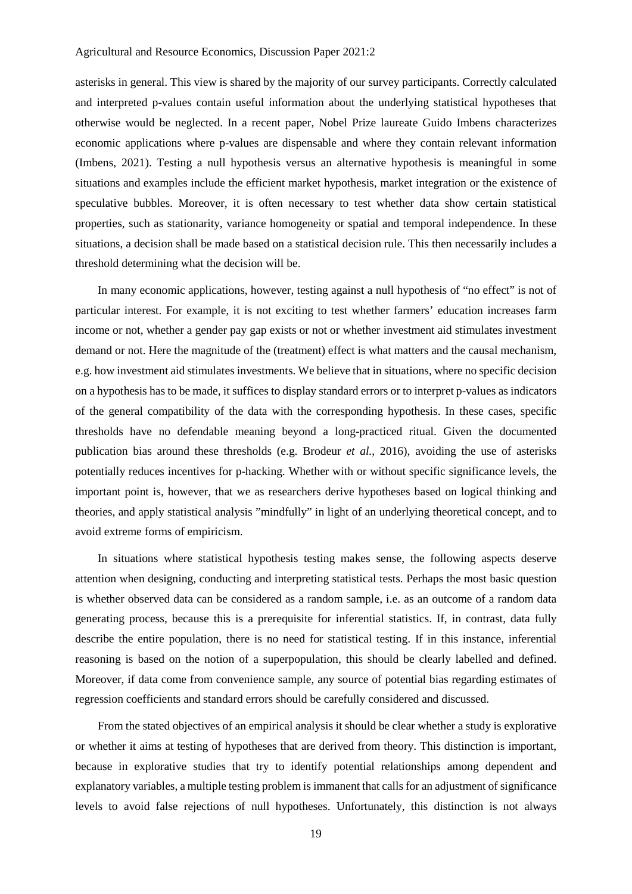asterisks in general. This view is shared by the majority of our survey participants. Correctly calculated and interpreted p-values contain useful information about the underlying statistical hypotheses that otherwise would be neglected. In a recent paper, Nobel Prize laureate Guido Imbens characterizes economic applications where p-values are dispensable and where they contain relevant information (Imbens, 2021). Testing a null hypothesis versus an alternative hypothesis is meaningful in some situations and examples include the efficient market hypothesis, market integration or the existence of speculative bubbles. Moreover, it is often necessary to test whether data show certain statistical properties, such as stationarity, variance homogeneity or spatial and temporal independence. In these situations, a decision shall be made based on a statistical decision rule. This then necessarily includes a threshold determining what the decision will be.

In many economic applications, however, testing against a null hypothesis of "no effect" is not of particular interest. For example, it is not exciting to test whether farmers' education increases farm income or not, whether a gender pay gap exists or not or whether investment aid stimulates investment demand or not. Here the magnitude of the (treatment) effect is what matters and the causal mechanism, e.g. how investment aid stimulates investments. We believe that in situations, where no specific decision on a hypothesis has to be made, it suffices to display standard errors or to interpret p-values as indicators of the general compatibility of the data with the corresponding hypothesis. In these cases, specific thresholds have no defendable meaning beyond a long-practiced ritual. Given the documented publication bias around these thresholds (e.g. Brodeur *et al.*, 2016), avoiding the use of asterisks potentially reduces incentives for p-hacking. Whether with or without specific significance levels, the important point is, however, that we as researchers derive hypotheses based on logical thinking and theories, and apply statistical analysis "mindfully" in light of an underlying theoretical concept, and to avoid extreme forms of empiricism.

In situations where statistical hypothesis testing makes sense, the following aspects deserve attention when designing, conducting and interpreting statistical tests. Perhaps the most basic question is whether observed data can be considered as a random sample, i.e. as an outcome of a random data generating process, because this is a prerequisite for inferential statistics. If, in contrast, data fully describe the entire population, there is no need for statistical testing. If in this instance, inferential reasoning is based on the notion of a superpopulation, this should be clearly labelled and defined. Moreover, if data come from convenience sample, any source of potential bias regarding estimates of regression coefficients and standard errors should be carefully considered and discussed.

From the stated objectives of an empirical analysis it should be clear whether a study is explorative or whether it aims at testing of hypotheses that are derived from theory. This distinction is important, because in explorative studies that try to identify potential relationships among dependent and explanatory variables, a multiple testing problem is immanent that calls for an adjustment of significance levels to avoid false rejections of null hypotheses. Unfortunately, this distinction is not always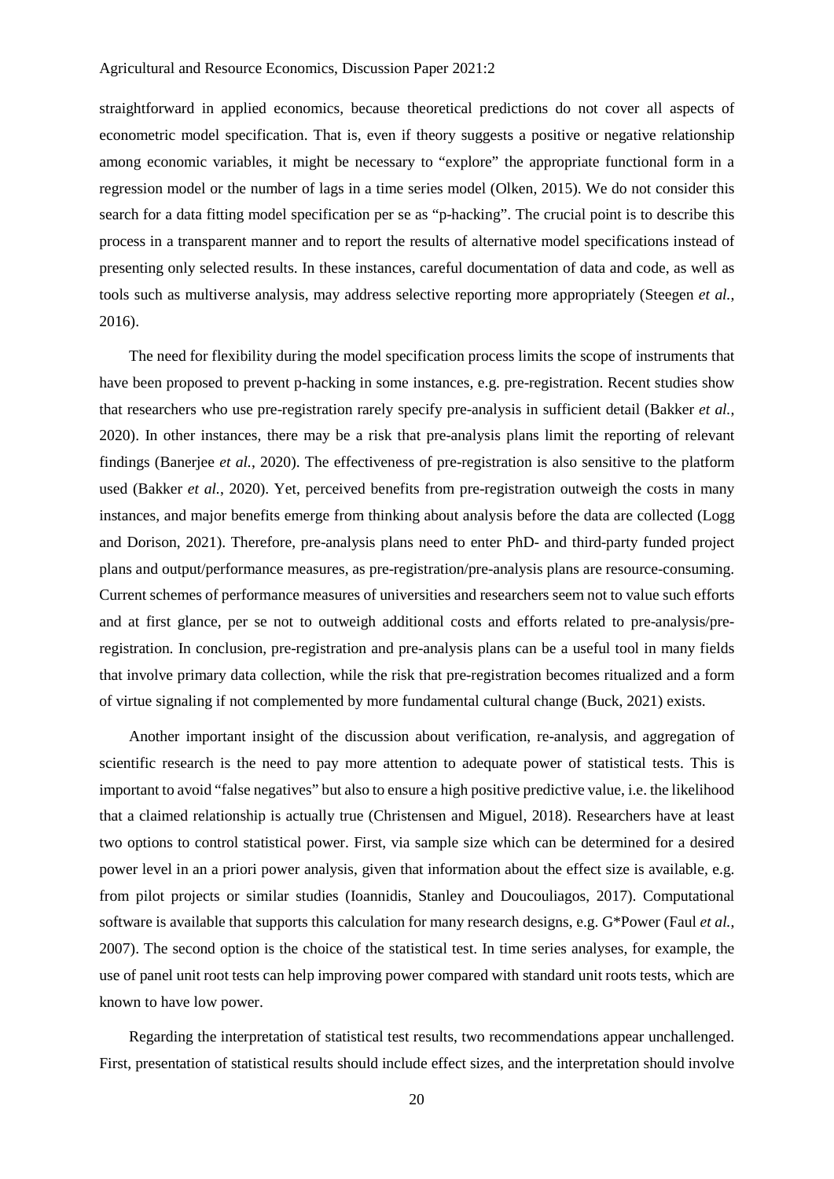straightforward in applied economics, because theoretical predictions do not cover all aspects of econometric model specification. That is, even if theory suggests a positive or negative relationship among economic variables, it might be necessary to "explore" the appropriate functional form in a regression model or the number of lags in a time series model (Olken, 2015). We do not consider this search for a data fitting model specification per se as "p-hacking". The crucial point is to describe this process in a transparent manner and to report the results of alternative model specifications instead of presenting only selected results. In these instances, careful documentation of data and code, as well as tools such as multiverse analysis, may address selective reporting more appropriately (Steegen *et al.*, 2016).

The need for flexibility during the model specification process limits the scope of instruments that have been proposed to prevent p-hacking in some instances, e.g. pre-registration. Recent studies show that researchers who use pre-registration rarely specify pre-analysis in sufficient detail (Bakker *et al.*, 2020). In other instances, there may be a risk that pre-analysis plans limit the reporting of relevant findings (Banerjee *et al.*, 2020). The effectiveness of pre-registration is also sensitive to the platform used (Bakker *et al.*, 2020). Yet, perceived benefits from pre-registration outweigh the costs in many instances, and major benefits emerge from thinking about analysis before the data are collected (Logg and Dorison, 2021). Therefore, pre-analysis plans need to enter PhD- and third-party funded project plans and output/performance measures, as pre-registration/pre-analysis plans are resource-consuming. Current schemes of performance measures of universities and researchers seem not to value such efforts and at first glance, per se not to outweigh additional costs and efforts related to pre-analysis/pre-registration. In conclusion, pre-registration and pre-analysis plans can be a useful tool in many fields that involve primary data collection, while the risk that pre-registration becomes ritualized and a form of virtue signaling if not complemented by more fundamental cultural change (Buck, 2021) exists.

Another important insight of the discussion about verification, re-analysis, and aggregation of scientific research is the need to pay more attention to adequate power of statistical tests. This is important to avoid "false negatives" but also to ensure a high positive predictive value, i.e. the likelihood that a claimed relationship is actually true (Christensen and Miguel, 2018). Researchers have at least two options to control statistical power. First, via sample size which can be determined for a desired power level in an a priori power analysis, given that information about the effect size is available, e.g. from pilot projects or similar studies (Ioannidis, Stanley and Doucouliagos, 2017). Computational software is available that supports this calculation for many research designs, e.g. G*Power (Faul *et al.*, 2007). The second option is the choice of the statistical test. In time series analyses, for example, the use of panel unit root tests can help improving power compared with standard unit roots tests, which are known to have low power.

Regarding the interpretation of statistical test results, two recommendations appear unchallenged. First, presentation of statistical results should include effect sizes, and the interpretation should involve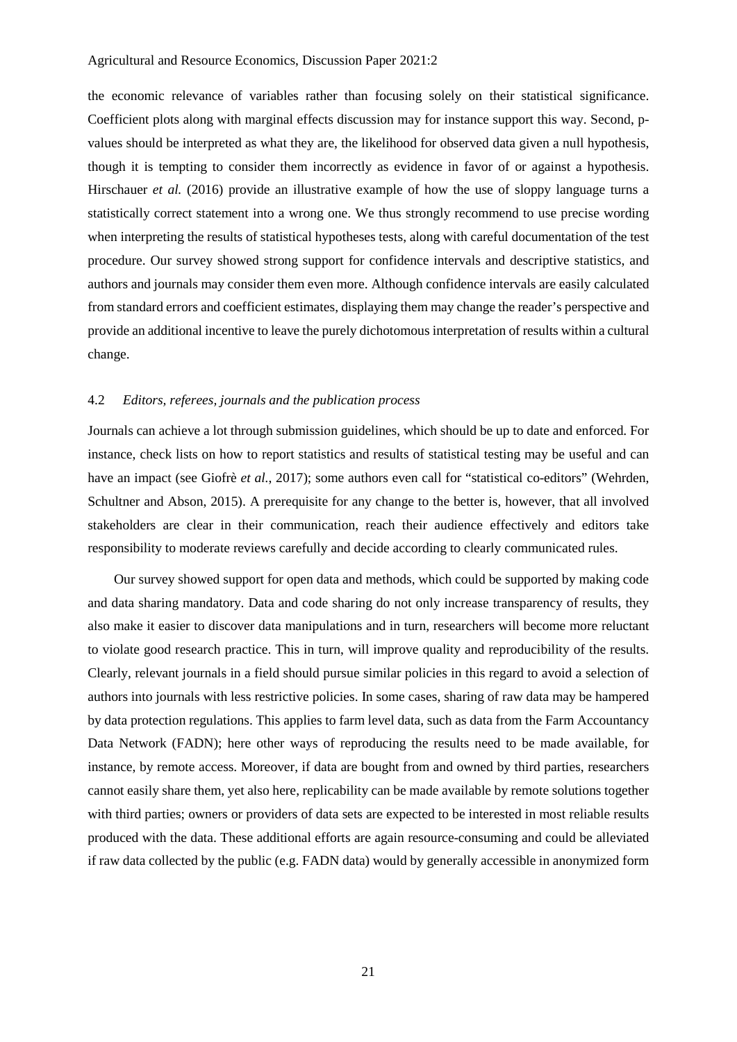the economic relevance of variables rather than focusing solely on their statistical significance. Coefficient plots along with marginal effects discussion may for instance support this way. Second, p-values should be interpreted as what they are, the likelihood for observed data given a null hypothesis, though it is tempting to consider them incorrectly as evidence in favor of or against a hypothesis. Hirschauer *et al.* (2016) provide an illustrative example of how the use of sloppy language turns a statistically correct statement into a wrong one. We thus strongly recommend to use precise wording when interpreting the results of statistical hypotheses tests, along with careful documentation of the test procedure. Our survey showed strong support for confidence intervals and descriptive statistics, and authors and journals may consider them even more. Although confidence intervals are easily calculated from standard errors and coefficient estimates, displaying them may change the reader's perspective and provide an additional incentive to leave the purely dichotomous interpretation of results within a cultural change.

### 4.2 *Editors, referees, journals and the publication process*

Journals can achieve a lot through submission guidelines, which should be up to date and enforced. For instance, check lists on how to report statistics and results of statistical testing may be useful and can have an impact (see Giofrè *et al.*, 2017); some authors even call for "statistical co-editors" (Wehrden, Schultner and Abson, 2015). A prerequisite for any change to the better is, however, that all involved stakeholders are clear in their communication, reach their audience effectively and editors take responsibility to moderate reviews carefully and decide according to clearly communicated rules.

Our survey showed support for open data and methods, which could be supported by making code and data sharing mandatory. Data and code sharing do not only increase transparency of results, they also make it easier to discover data manipulations and in turn, researchers will become more reluctant to violate good research practice. This in turn, will improve quality and reproducibility of the results. Clearly, relevant journals in a field should pursue similar policies in this regard to avoid a selection of authors into journals with less restrictive policies. In some cases, sharing of raw data may be hampered by data protection regulations. This applies to farm level data, such as data from the Farm Accountancy Data Network (FADN); here other ways of reproducing the results need to be made available, for instance, by remote access. Moreover, if data are bought from and owned by third parties, researchers cannot easily share them, yet also here, replicability can be made available by remote solutions together with third parties; owners or providers of data sets are expected to be interested in most reliable results produced with the data. These additional efforts are again resource-consuming and could be alleviated if raw data collected by the public (e.g. FADN data) would by generally accessible in anonymized form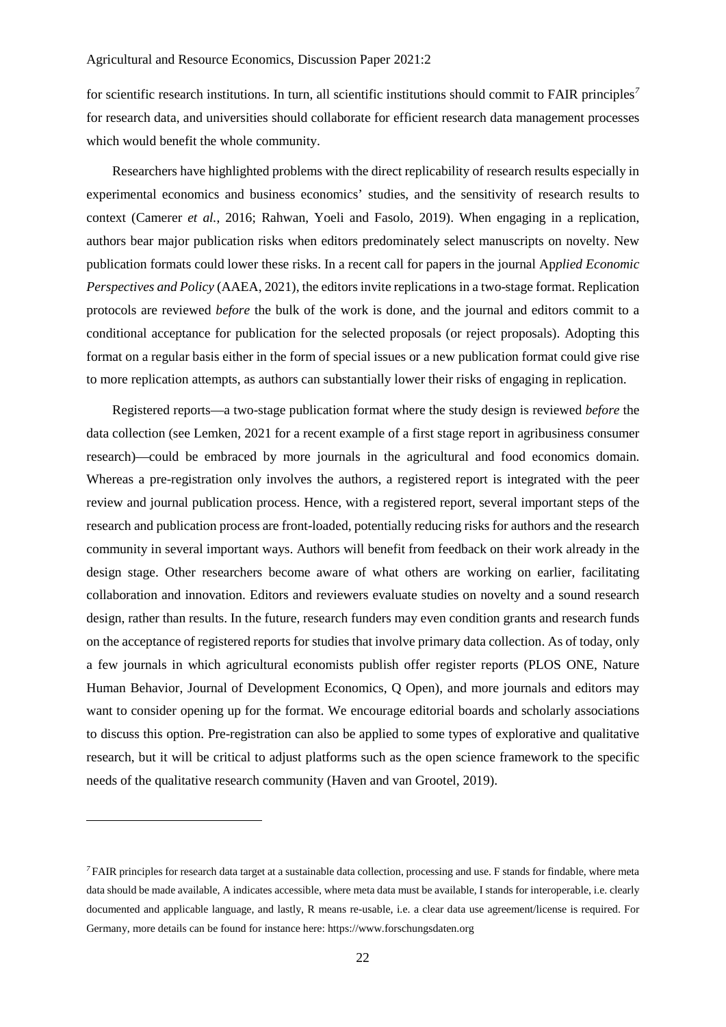for scientific research institutions. In turn, all scientific institutions should commit to FAIR principles[7] for research data, and universities should collaborate for efficient research data management processes which would benefit the whole community.

Researchers have highlighted problems with the direct replicability of research results especially in experimental economics and business economics' studies, and the sensitivity of research results to context (Camerer *et al.*, 2016; Rahwan, Yoeli and Fasolo, 2019). When engaging in a replication, authors bear major publication risks when editors predominately select manuscripts on novelty. New publication formats could lower these risks. In a recent call for papers in the journal Ap*plied Economic Perspectives and Policy* (AAEA, 2021), the editors invite replications in a two-stage format. Replication protocols are reviewed *before* the bulk of the work is done, and the journal and editors commit to a conditional acceptance for publication for the selected proposals (or reject proposals). Adopting this format on a regular basis either in the form of special issues or a new publication format could give rise to more replication attempts, as authors can substantially lower their risks of engaging in replication.

Registered reports—a two-stage publication format where the study design is reviewed *before* the data collection (see Lemken, 2021 for a recent example of a first stage report in agribusiness consumer research)—could be embraced by more journals in the agricultural and food economics domain. Whereas a pre-registration only involves the authors, a registered report is integrated with the peer review and journal publication process. Hence, with a registered report, several important steps of the research and publication process are front-loaded, potentially reducing risks for authors and the research community in several important ways. Authors will benefit from feedback on their work already in the design stage. Other researchers become aware of what others are working on earlier, facilitating collaboration and innovation. Editors and reviewers evaluate studies on novelty and a sound research design, rather than results. In the future, research funders may even condition grants and research funds on the acceptance of registered reports for studies that involve primary data collection. As of today, only a few journals in which agricultural economists publish offer register reports (PLOS ONE, Nature Human Behavior, Journal of Development Economics, Q Open), and more journals and editors may want to consider opening up for the format. We encourage editorial boards and scholarly associations to discuss this option. Pre-registration can also be applied to some types of explorative and qualitative research, but it will be critical to adjust platforms such as the open science framework to the specific needs of the qualitative research community (Haven and van Grootel, 2019).

---

[7] FAIR principles for research data target at a sustainable data collection, processing and use. F stands for findable, where meta data should be made available, A indicates accessible, where meta data must be available, I stands for interoperable, i.e. clearly documented and applicable language, and lastly, R means re-usable, i.e. a clear data use agreement/license is required. For Germany, more details can be found for instance here: https://www.forschungsdaten.org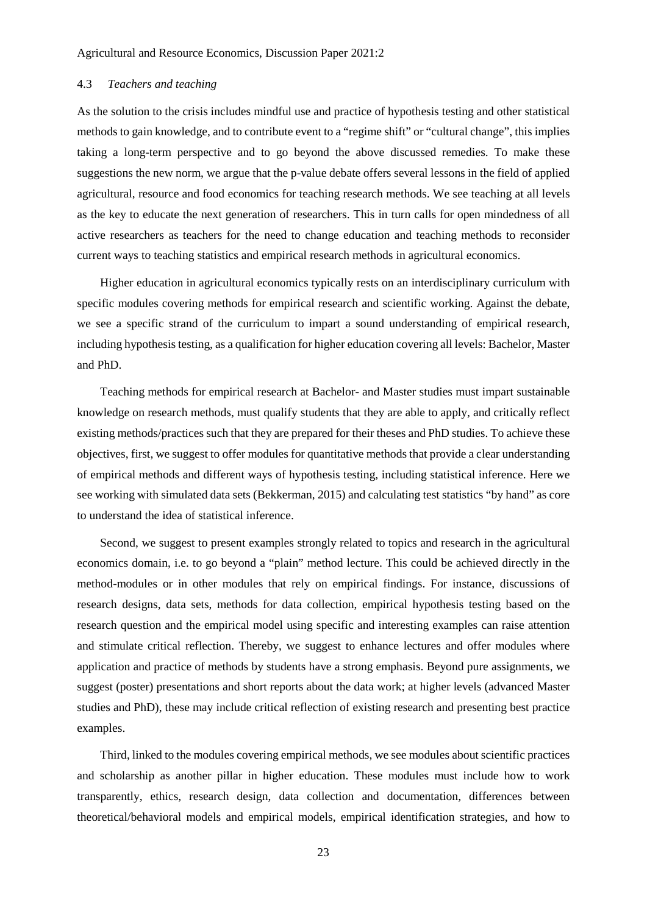### 4.3 *Teachers and teaching*

As the solution to the crisis includes mindful use and practice of hypothesis testing and other statistical methods to gain knowledge, and to contribute event to a "regime shift" or "cultural change", this implies taking a long-term perspective and to go beyond the above discussed remedies. To make these suggestions the new norm, we argue that the p-value debate offers several lessons in the field of applied agricultural, resource and food economics for teaching research methods. We see teaching at all levels as the key to educate the next generation of researchers. This in turn calls for open mindedness of all active researchers as teachers for the need to change education and teaching methods to reconsider current ways to teaching statistics and empirical research methods in agricultural economics.

Higher education in agricultural economics typically rests on an interdisciplinary curriculum with specific modules covering methods for empirical research and scientific working. Against the debate, we see a specific strand of the curriculum to impart a sound understanding of empirical research, including hypothesis testing, as a qualification for higher education covering all levels: Bachelor, Master and PhD.

Teaching methods for empirical research at Bachelor- and Master studies must impart sustainable knowledge on research methods, must qualify students that they are able to apply, and critically reflect existing methods/practices such that they are prepared for their theses and PhD studies. To achieve these objectives, first, we suggest to offer modules for quantitative methods that provide a clear understanding of empirical methods and different ways of hypothesis testing, including statistical inference. Here we see working with simulated data sets (Bekkerman, 2015) and calculating test statistics "by hand" as core to understand the idea of statistical inference.

Second, we suggest to present examples strongly related to topics and research in the agricultural economics domain, i.e. to go beyond a "plain" method lecture. This could be achieved directly in the method-modules or in other modules that rely on empirical findings. For instance, discussions of research designs, data sets, methods for data collection, empirical hypothesis testing based on the research question and the empirical model using specific and interesting examples can raise attention and stimulate critical reflection. Thereby, we suggest to enhance lectures and offer modules where application and practice of methods by students have a strong emphasis. Beyond pure assignments, we suggest (poster) presentations and short reports about the data work; at higher levels (advanced Master studies and PhD), these may include critical reflection of existing research and presenting best practice examples.

Third, linked to the modules covering empirical methods, we see modules about scientific practices and scholarship as another pillar in higher education. These modules must include how to work transparently, ethics, research design, data collection and documentation, differences between theoretical/behavioral models and empirical models, empirical identification strategies, and how to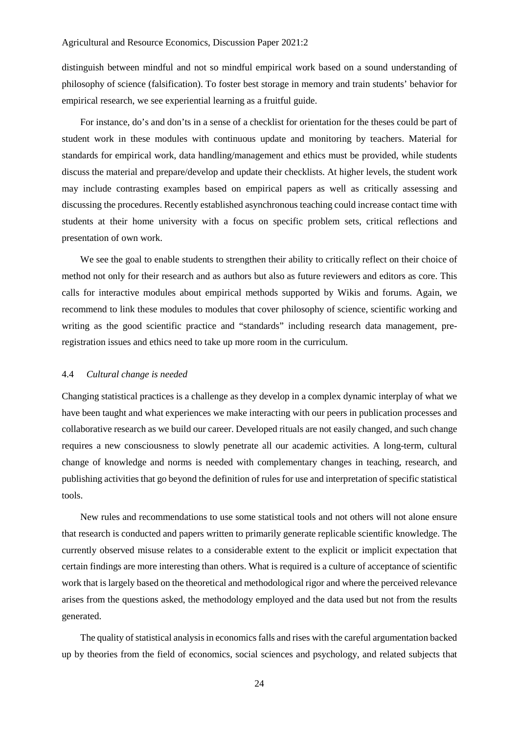distinguish between mindful and not so mindful empirical work based on a sound understanding of philosophy of science (falsification). To foster best storage in memory and train students' behavior for empirical research, we see experiential learning as a fruitful guide.

For instance, do's and don'ts in a sense of a checklist for orientation for the theses could be part of student work in these modules with continuous update and monitoring by teachers. Material for standards for empirical work, data handling/management and ethics must be provided, while students discuss the material and prepare/develop and update their checklists. At higher levels, the student work may include contrasting examples based on empirical papers as well as critically assessing and discussing the procedures. Recently established asynchronous teaching could increase contact time with students at their home university with a focus on specific problem sets, critical reflections and presentation of own work.

We see the goal to enable students to strengthen their ability to critically reflect on their choice of method not only for their research and as authors but also as future reviewers and editors as core. This calls for interactive modules about empirical methods supported by Wikis and forums. Again, we recommend to link these modules to modules that cover philosophy of science, scientific working and writing as the good scientific practice and "standards" including research data management, pre-registration issues and ethics need to take up more room in the curriculum.

### 4.4 *Cultural change is needed*

Changing statistical practices is a challenge as they develop in a complex dynamic interplay of what we have been taught and what experiences we make interacting with our peers in publication processes and collaborative research as we build our career. Developed rituals are not easily changed, and such change requires a new consciousness to slowly penetrate all our academic activities. A long-term, cultural change of knowledge and norms is needed with complementary changes in teaching, research, and publishing activities that go beyond the definition of rules for use and interpretation of specific statistical tools.

New rules and recommendations to use some statistical tools and not others will not alone ensure that research is conducted and papers written to primarily generate replicable scientific knowledge. The currently observed misuse relates to a considerable extent to the explicit or implicit expectation that certain findings are more interesting than others. What is required is a culture of acceptance of scientific work that is largely based on the theoretical and methodological rigor and where the perceived relevance arises from the questions asked, the methodology employed and the data used but not from the results generated.

The quality of statistical analysis in economics falls and rises with the careful argumentation backed up by theories from the field of economics, social sciences and psychology, and related subjects that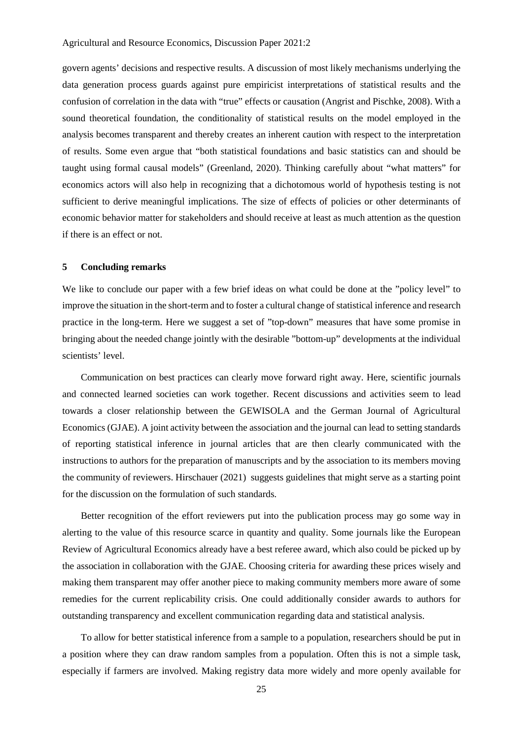govern agents' decisions and respective results. A discussion of most likely mechanisms underlying the data generation process guards against pure empiricist interpretations of statistical results and the confusion of correlation in the data with "true" effects or causation (Angrist and Pischke, 2008). With a sound theoretical foundation, the conditionality of statistical results on the model employed in the analysis becomes transparent and thereby creates an inherent caution with respect to the interpretation of results. Some even argue that "both statistical foundations and basic statistics can and should be taught using formal causal models" (Greenland, 2020). Thinking carefully about "what matters" for economics actors will also help in recognizing that a dichotomous world of hypothesis testing is not sufficient to derive meaningful implications. The size of effects of policies or other determinants of economic behavior matter for stakeholders and should receive at least as much attention as the question if there is an effect or not.

## 5 Concluding remarks

We like to conclude our paper with a few brief ideas on what could be done at the "policy level" to improve the situation in the short-term and to foster a cultural change of statistical inference and research practice in the long-term. Here we suggest a set of "top-down" measures that have some promise in bringing about the needed change jointly with the desirable "bottom-up" developments at the individual scientists' level.

Communication on best practices can clearly move forward right away. Here, scientific journals and connected learned societies can work together. Recent discussions and activities seem to lead towards a closer relationship between the GEWISOLA and the German Journal of Agricultural Economics (GJAE). A joint activity between the association and the journal can lead to setting standards of reporting statistical inference in journal articles that are then clearly communicated with the instructions to authors for the preparation of manuscripts and by the association to its members moving the community of reviewers. Hirschauer (2021) suggests guidelines that might serve as a starting point for the discussion on the formulation of such standards.

Better recognition of the effort reviewers put into the publication process may go some way in alerting to the value of this resource scarce in quantity and quality. Some journals like the European Review of Agricultural Economics already have a best referee award, which also could be picked up by the association in collaboration with the GJAE. Choosing criteria for awarding these prices wisely and making them transparent may offer another piece to making community members more aware of some remedies for the current replicability crisis. One could additionally consider awards to authors for outstanding transparency and excellent communication regarding data and statistical analysis.

To allow for better statistical inference from a sample to a population, researchers should be put in a position where they can draw random samples from a population. Often this is not a simple task, especially if farmers are involved. Making registry data more widely and more openly available for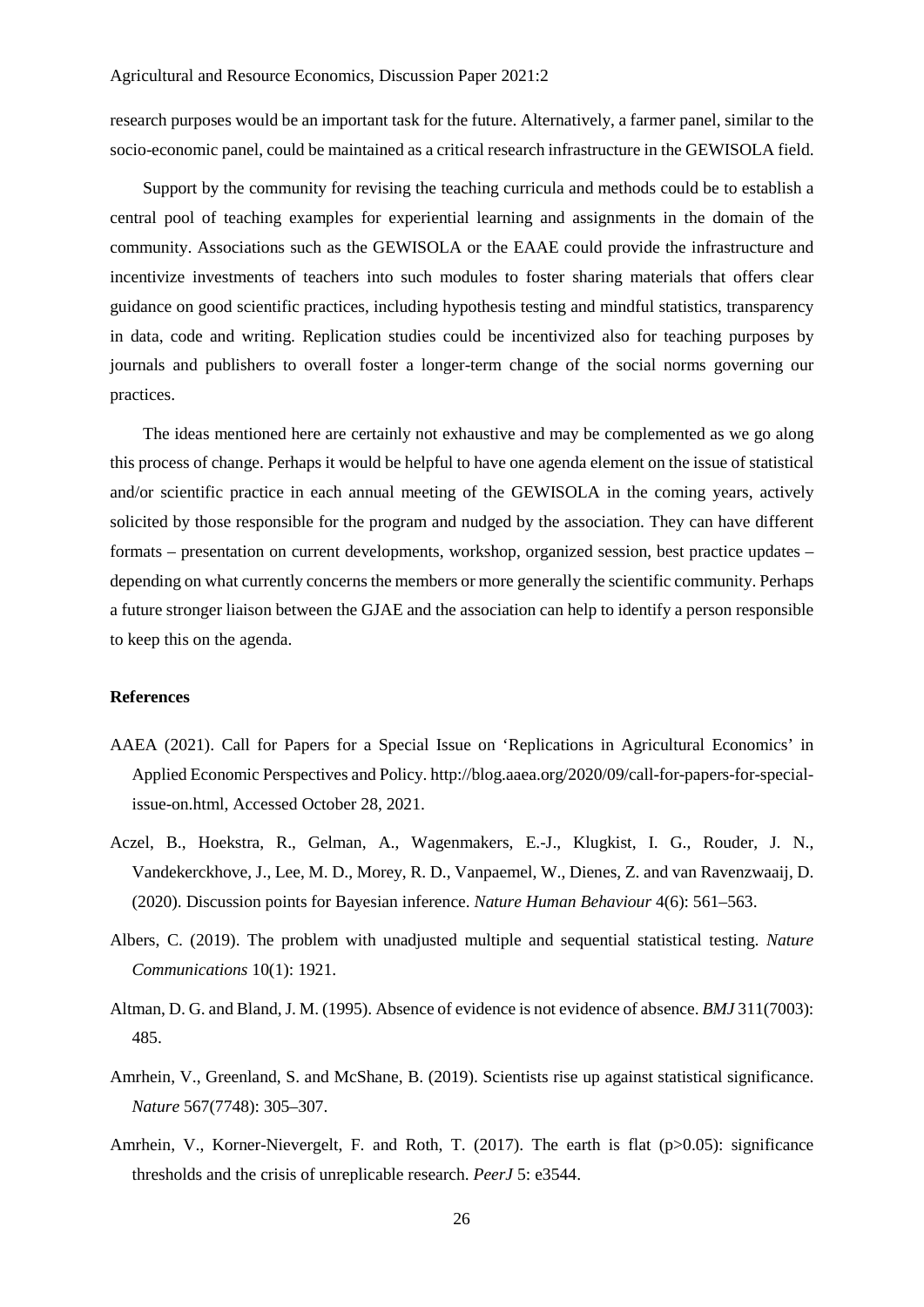research purposes would be an important task for the future. Alternatively, a farmer panel, similar to the socio-economic panel, could be maintained as a critical research infrastructure in the GEWISOLA field.

Support by the community for revising the teaching curricula and methods could be to establish a central pool of teaching examples for experiential learning and assignments in the domain of the community. Associations such as the GEWISOLA or the EAAE could provide the infrastructure and incentivize investments of teachers into such modules to foster sharing materials that offers clear guidance on good scientific practices, including hypothesis testing and mindful statistics, transparency in data, code and writing. Replication studies could be incentivized also for teaching purposes by journals and publishers to overall foster a longer-term change of the social norms governing our practices.

The ideas mentioned here are certainly not exhaustive and may be complemented as we go along this process of change. Perhaps it would be helpful to have one agenda element on the issue of statistical and/or scientific practice in each annual meeting of the GEWISOLA in the coming years, actively solicited by those responsible for the program and nudged by the association. They can have different formats – presentation on current developments, workshop, organized session, best practice updates – depending on what currently concerns the members or more generally the scientific community. Perhaps a future stronger liaison between the GJAE and the association can help to identify a person responsible to keep this on the agenda.

**References**

AAEA (2021). Call for Papers for a Special Issue on 'Replications in Agricultural Economics' in Applied Economic Perspectives and Policy. http://blog.aaea.org/2020/09/call-for-papers-for-special-issue-on.html, Accessed October 28, 2021.

Aczel, B., Hoekstra, R., Gelman, A., Wagenmakers, E.-J., Klugkist, I. G., Rouder, J. N., Vandekerckhove, J., Lee, M. D., Morey, R. D., Vanpaemel, W., Dienes, Z. and van Ravenzwaaij, D. (2020). Discussion points for Bayesian inference. *Nature Human Behaviour* 4(6): 561–563.

Albers, C. (2019). The problem with unadjusted multiple and sequential statistical testing. *Nature Communications* 10(1): 1921.

Altman, D. G. and Bland, J. M. (1995). Absence of evidence is not evidence of absence. *BMJ* 311(7003): 485.

Amrhein, V., Greenland, S. and McShane, B. (2019). Scientists rise up against statistical significance. *Nature* 567(7748): 305–307.

Amrhein, V., Korner-Nievergelt, F. and Roth, T. (2017). The earth is flat (p>0.05): significance thresholds and the crisis of unreplicable research. *PeerJ* 5: e3544.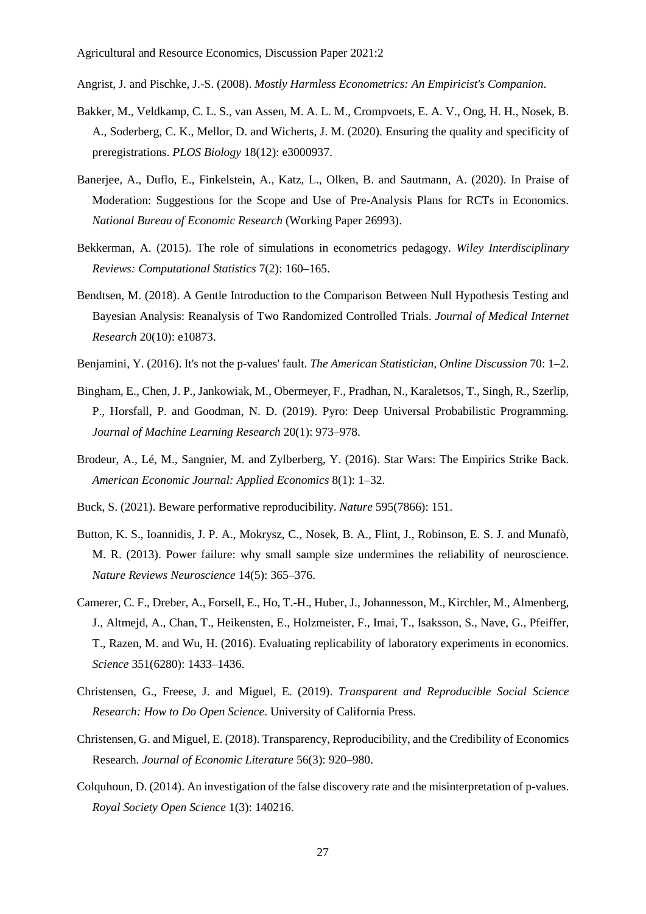Angrist, J. and Pischke, J.-S. (2008). *Mostly Harmless Econometrics: An Empiricist's Companion*.

Bakker, M., Veldkamp, C. L. S., van Assen, M. A. L. M., Crompvoets, E. A. V., Ong, H. H., Nosek, B. A., Soderberg, C. K., Mellor, D. and Wicherts, J. M. (2020). Ensuring the quality and specificity of preregistrations. *PLOS Biology* 18(12): e3000937.

Banerjee, A., Duflo, E., Finkelstein, A., Katz, L., Olken, B. and Sautmann, A. (2020). In Praise of Moderation: Suggestions for the Scope and Use of Pre-Analysis Plans for RCTs in Economics. *National Bureau of Economic Research* (Working Paper 26993).

Bekkerman, A. (2015). The role of simulations in econometrics pedagogy. *Wiley Interdisciplinary Reviews: Computational Statistics* 7(2): 160–165.

Bendtsen, M. (2018). A Gentle Introduction to the Comparison Between Null Hypothesis Testing and Bayesian Analysis: Reanalysis of Two Randomized Controlled Trials. *Journal of Medical Internet Research* 20(10): e10873.

Benjamini, Y. (2016). It's not the p-values' fault. *The American Statistician, Online Discussion* 70: 1–2.

Bingham, E., Chen, J. P., Jankowiak, M., Obermeyer, F., Pradhan, N., Karaletsos, T., Singh, R., Szerlip, P., Horsfall, P. and Goodman, N. D. (2019). Pyro: Deep Universal Probabilistic Programming. *Journal of Machine Learning Research* 20(1): 973–978.

Brodeur, A., Lé, M., Sangnier, M. and Zylberberg, Y. (2016). Star Wars: The Empirics Strike Back. *American Economic Journal: Applied Economics* 8(1): 1–32.

Buck, S. (2021). Beware performative reproducibility. *Nature* 595(7866): 151.

Button, K. S., Ioannidis, J. P. A., Mokrysz, C., Nosek, B. A., Flint, J., Robinson, E. S. J. and Munafò, M. R. (2013). Power failure: why small sample size undermines the reliability of neuroscience. *Nature Reviews Neuroscience* 14(5): 365–376.

Camerer, C. F., Dreber, A., Forsell, E., Ho, T.-H., Huber, J., Johannesson, M., Kirchler, M., Almenberg, J., Altmejd, A., Chan, T., Heikensten, E., Holzmeister, F., Imai, T., Isaksson, S., Nave, G., Pfeiffer, T., Razen, M. and Wu, H. (2016). Evaluating replicability of laboratory experiments in economics. *Science* 351(6280): 1433–1436.

Christensen, G., Freese, J. and Miguel, E. (2019). *Transparent and Reproducible Social Science Research: How to Do Open Science*. University of California Press.

Christensen, G. and Miguel, E. (2018). Transparency, Reproducibility, and the Credibility of Economics Research. *Journal of Economic Literature* 56(3): 920–980.

Colquhoun, D. (2014). An investigation of the false discovery rate and the misinterpretation of p-values. *Royal Society Open Science* 1(3): 140216.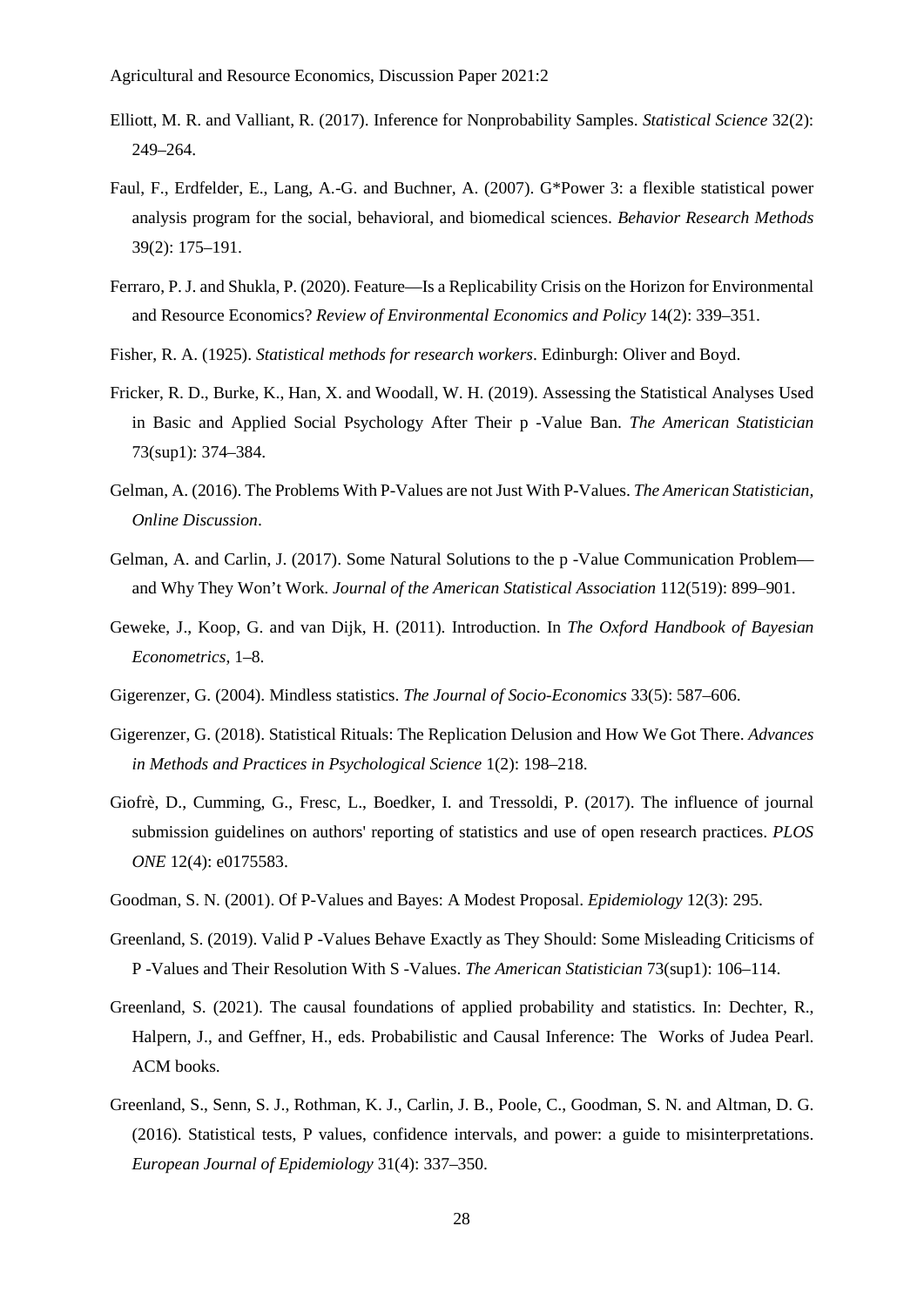Elliott, M. R. and Valliant, R. (2017). Inference for Nonprobability Samples. *Statistical Science* 32(2): 249–264.

Faul, F., Erdfelder, E., Lang, A.-G. and Buchner, A. (2007). G*Power 3: a flexible statistical power analysis program for the social, behavioral, and biomedical sciences. *Behavior Research Methods* 39(2): 175–191.

Ferraro, P. J. and Shukla, P. (2020). Feature—Is a Replicability Crisis on the Horizon for Environmental and Resource Economics? *Review of Environmental Economics and Policy* 14(2): 339–351.

Fisher, R. A. (1925). *Statistical methods for research workers*. Edinburgh: Oliver and Boyd.

Fricker, R. D., Burke, K., Han, X. and Woodall, W. H. (2019). Assessing the Statistical Analyses Used in Basic and Applied Social Psychology After Their p -Value Ban. *The American Statistician* 73(sup1): 374–384.

Gelman, A. (2016). The Problems With P-Values are not Just With P-Values. *The American Statistician, Online Discussion*.

Gelman, A. and Carlin, J. (2017). Some Natural Solutions to the p -Value Communication Problem—and Why They Won't Work. *Journal of the American Statistical Association* 112(519): 899–901.

Geweke, J., Koop, G. and van Dijk, H. (2011). Introduction. In *The Oxford Handbook of Bayesian Econometrics*, 1–8.

Gigerenzer, G. (2004). Mindless statistics. *The Journal of Socio-Economics* 33(5): 587–606.

Gigerenzer, G. (2018). Statistical Rituals: The Replication Delusion and How We Got There. *Advances in Methods and Practices in Psychological Science* 1(2): 198–218.

Giofrè, D., Cumming, G., Fresc, L., Boedker, I. and Tressoldi, P. (2017). The influence of journal submission guidelines on authors' reporting of statistics and use of open research practices. *PLOS ONE* 12(4): e0175583.

Goodman, S. N. (2001). Of P-Values and Bayes: A Modest Proposal. *Epidemiology* 12(3): 295.

Greenland, S. (2019). Valid P -Values Behave Exactly as They Should: Some Misleading Criticisms of P -Values and Their Resolution With S -Values. *The American Statistician* 73(sup1): 106–114.

Greenland, S. (2021). The causal foundations of applied probability and statistics. In: Dechter, R., Halpern, J., and Geffner, H., eds. Probabilistic and Causal Inference: The Works of Judea Pearl. ACM books.

Greenland, S., Senn, S. J., Rothman, K. J., Carlin, J. B., Poole, C., Goodman, S. N. and Altman, D. G. (2016). Statistical tests, P values, confidence intervals, and power: a guide to misinterpretations. *European Journal of Epidemiology* 31(4): 337–350.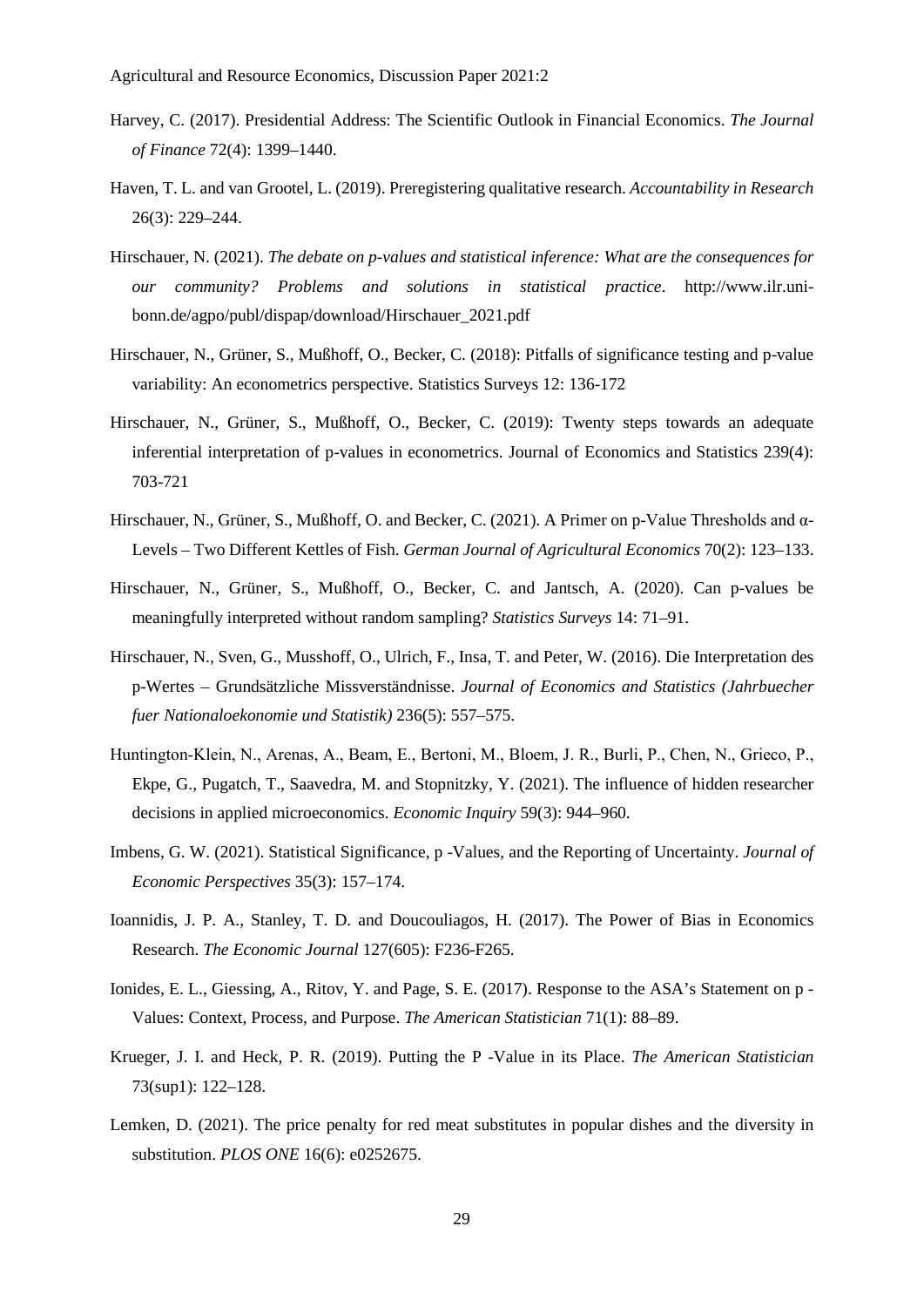Harvey, C. (2017). Presidential Address: The Scientific Outlook in Financial Economics. *The Journal of Finance* 72(4): 1399–1440.

Haven, T. L. and van Grootel, L. (2019). Preregistering qualitative research. *Accountability in Research* 26(3): 229–244.

Hirschauer, N. (2021). *The debate on p-values and statistical inference: What are the consequences for our community? Problems and solutions in statistical practice*. http://www.ilr.uni-bonn.de/agpo/publ/dispap/download/Hirschauer_2021.pdf

Hirschauer, N., Grüner, S., Mußhoff, O., Becker, C. (2018): Pitfalls of significance testing and p-value variability: An econometrics perspective. Statistics Surveys 12: 136-172

Hirschauer, N., Grüner, S., Mußhoff, O., Becker, C. (2019): Twenty steps towards an adequate inferential interpretation of p-values in econometrics. Journal of Economics and Statistics 239(4): 703-721

Hirschauer, N., Grüner, S., Mußhoff, O. and Becker, C. (2021). A Primer on p-Value Thresholds and α-Levels – Two Different Kettles of Fish. *German Journal of Agricultural Economics* 70(2): 123–133.

Hirschauer, N., Grüner, S., Mußhoff, O., Becker, C. and Jantsch, A. (2020). Can p-values be meaningfully interpreted without random sampling? *Statistics Surveys* 14: 71–91.

Hirschauer, N., Sven, G., Musshoff, O., Ulrich, F., Insa, T. and Peter, W. (2016). Die Interpretation des p-Wertes – Grundsätzliche Missverständnisse. *Journal of Economics and Statistics (Jahrbuecher fuer Nationaloekonomie und Statistik)* 236(5): 557–575.

Huntington-Klein, N., Arenas, A., Beam, E., Bertoni, M., Bloem, J. R., Burli, P., Chen, N., Grieco, P., Ekpe, G., Pugatch, T., Saavedra, M. and Stopnitzky, Y. (2021). The influence of hidden researcher decisions in applied microeconomics. *Economic Inquiry* 59(3): 944–960.

Imbens, G. W. (2021). Statistical Significance, p -Values, and the Reporting of Uncertainty. *Journal of Economic Perspectives* 35(3): 157–174.

Ioannidis, J. P. A., Stanley, T. D. and Doucouliagos, H. (2017). The Power of Bias in Economics Research. *The Economic Journal* 127(605): F236-F265.

Ionides, E. L., Giessing, A., Ritov, Y. and Page, S. E. (2017). Response to the ASA's Statement on p - Values: Context, Process, and Purpose. *The American Statistician* 71(1): 88–89.

Krueger, J. I. and Heck, P. R. (2019). Putting the P -Value in its Place. *The American Statistician* 73(sup1): 122–128.

Lemken, D. (2021). The price penalty for red meat substitutes in popular dishes and the diversity in substitution. *PLOS ONE* 16(6): e0252675.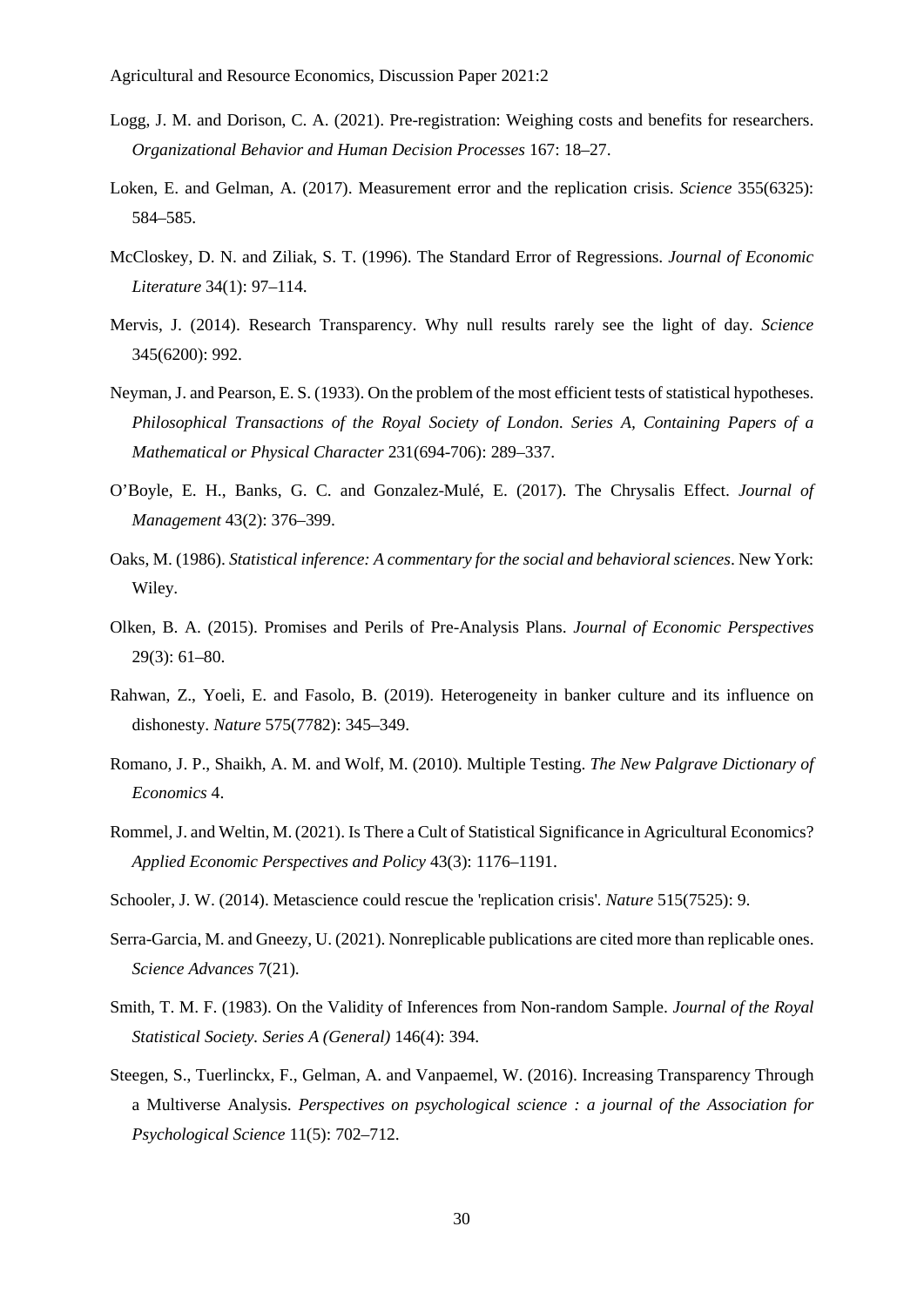Logg, J. M. and Dorison, C. A. (2021). Pre-registration: Weighing costs and benefits for researchers. *Organizational Behavior and Human Decision Processes* 167: 18–27.

Loken, E. and Gelman, A. (2017). Measurement error and the replication crisis. *Science* 355(6325): 584–585.

McCloskey, D. N. and Ziliak, S. T. (1996). The Standard Error of Regressions. *Journal of Economic Literature* 34(1): 97–114.

Mervis, J. (2014). Research Transparency. Why null results rarely see the light of day. *Science* 345(6200): 992.

Neyman, J. and Pearson, E. S. (1933). On the problem of the most efficient tests of statistical hypotheses. *Philosophical Transactions of the Royal Society of London. Series A, Containing Papers of a Mathematical or Physical Character* 231(694-706): 289–337.

O'Boyle, E. H., Banks, G. C. and Gonzalez-Mulé, E. (2017). The Chrysalis Effect. *Journal of Management* 43(2): 376–399.

Oaks, M. (1986). *Statistical inference: A commentary for the social and behavioral sciences*. New York: Wiley.

Olken, B. A. (2015). Promises and Perils of Pre-Analysis Plans. *Journal of Economic Perspectives* 29(3): 61–80.

Rahwan, Z., Yoeli, E. and Fasolo, B. (2019). Heterogeneity in banker culture and its influence on dishonesty. *Nature* 575(7782): 345–349.

Romano, J. P., Shaikh, A. M. and Wolf, M. (2010). Multiple Testing. *The New Palgrave Dictionary of Economics* 4.

Rommel, J. and Weltin, M. (2021). Is There a Cult of Statistical Significance in Agricultural Economics? *Applied Economic Perspectives and Policy* 43(3): 1176–1191.

Schooler, J. W. (2014). Metascience could rescue the 'replication crisis'. *Nature* 515(7525): 9.

Serra-Garcia, M. and Gneezy, U. (2021). Nonreplicable publications are cited more than replicable ones. *Science Advances* 7(21).

Smith, T. M. F. (1983). On the Validity of Inferences from Non-random Sample. *Journal of the Royal Statistical Society. Series A (General)* 146(4): 394.

Steegen, S., Tuerlinckx, F., Gelman, A. and Vanpaemel, W. (2016). Increasing Transparency Through a Multiverse Analysis. *Perspectives on psychological science : a journal of the Association for Psychological Science* 11(5): 702–712.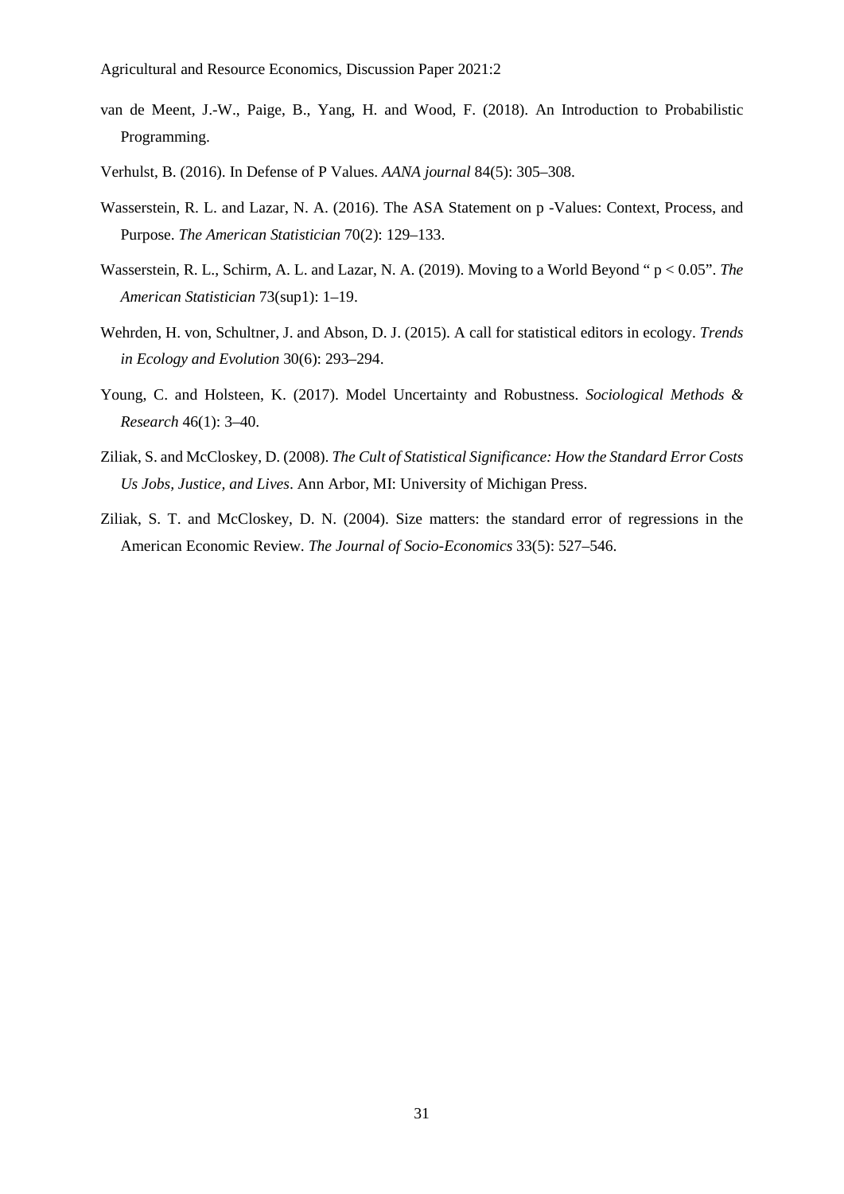van de Meent, J.-W., Paige, B., Yang, H. and Wood, F. (2018). An Introduction to Probabilistic Programming.

Verhulst, B. (2016). In Defense of P Values. *AANA journal* 84(5): 305–308.

Wasserstein, R. L. and Lazar, N. A. (2016). The ASA Statement on p -Values: Context, Process, and Purpose. *The American Statistician* 70(2): 129–133.

Wasserstein, R. L., Schirm, A. L. and Lazar, N. A. (2019). Moving to a World Beyond " p < 0.05". *The American Statistician* 73(sup1): 1–19.

Wehrden, H. von, Schultner, J. and Abson, D. J. (2015). A call for statistical editors in ecology. *Trends in Ecology and Evolution* 30(6): 293–294.

Young, C. and Holsteen, K. (2017). Model Uncertainty and Robustness. *Sociological Methods & Research* 46(1): 3–40.

Ziliak, S. and McCloskey, D. (2008). *The Cult of Statistical Significance: How the Standard Error Costs Us Jobs, Justice, and Lives*. Ann Arbor, MI: University of Michigan Press.

Ziliak, S. T. and McCloskey, D. N. (2004). Size matters: the standard error of regressions in the American Economic Review. *The Journal of Socio-Economics* 33(5): 527–546.